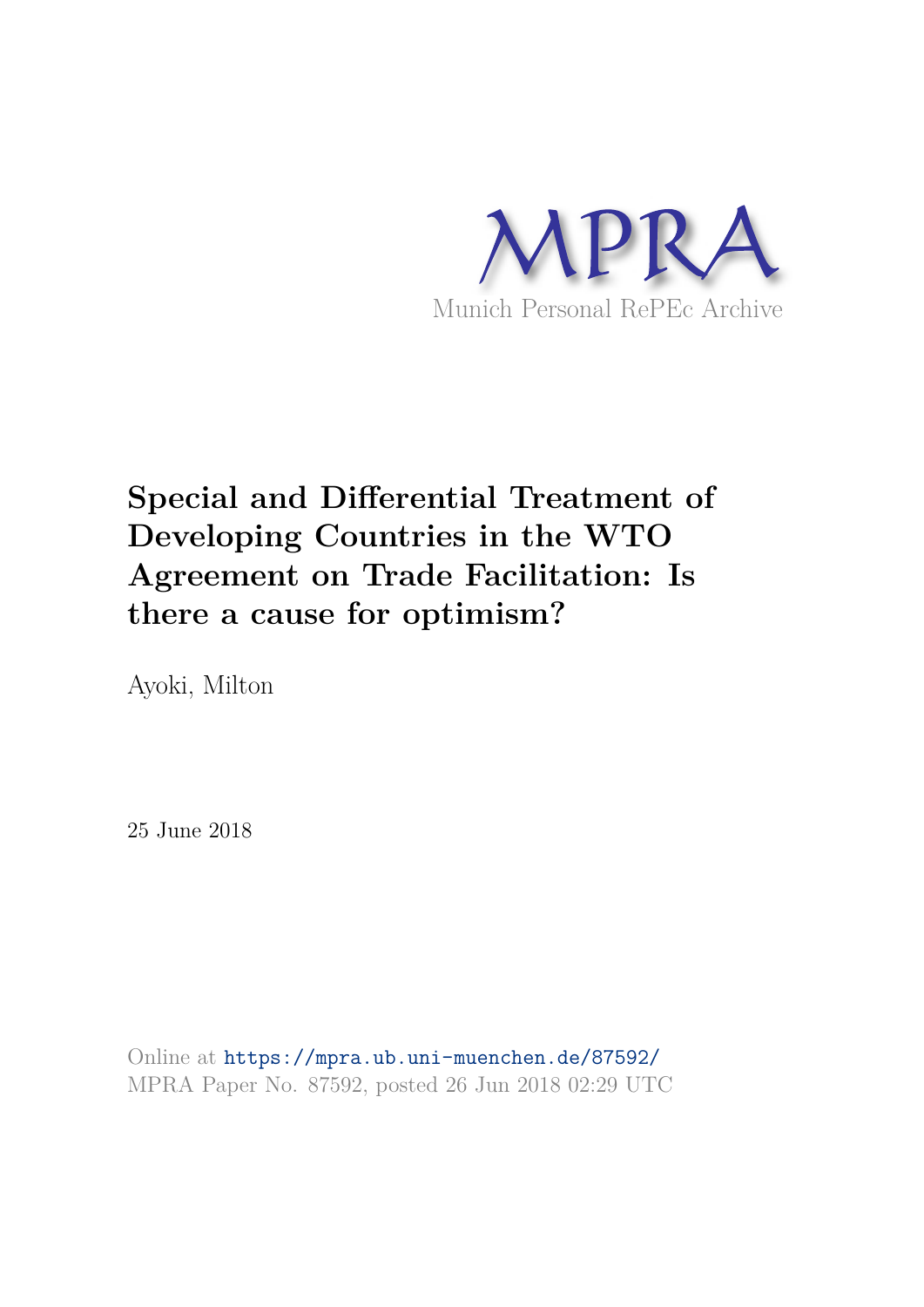MPRA

Munich Personal RePEc Archive

# Special and Differential Treatment of Developing Countries in the WTO Agreement on Trade Facilitation: Is there a cause for optimism?

Ayoki, Milton

25 June 2018

Online at https://mpra.ub.uni-muenchen.de/87592/
MPRA Paper No. 87592, posted 26 Jun 2018 02:29 UTC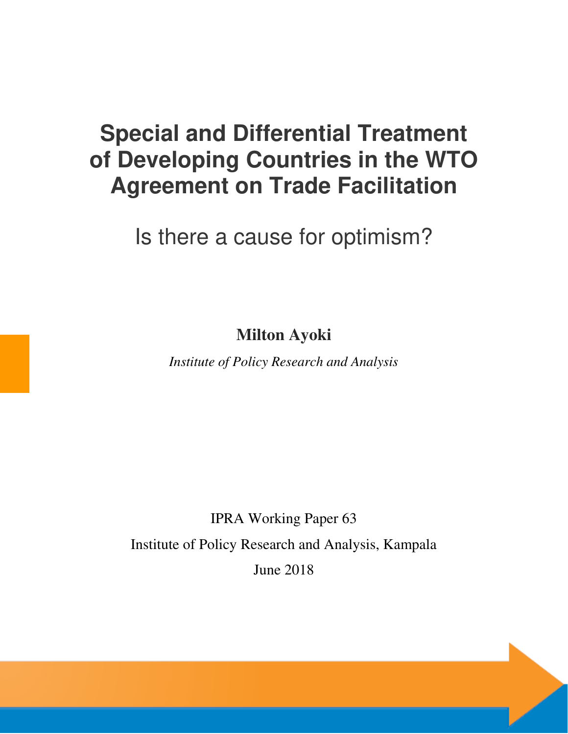# Special and Differential Treatment of Developing Countries in the WTO Agreement on Trade Facilitation

## Is there a cause for optimism?

**Milton Ayoki**

*Institute of Policy Research and Analysis*

IPRA Working Paper 63

Institute of Policy Research and Analysis, Kampala

June 2018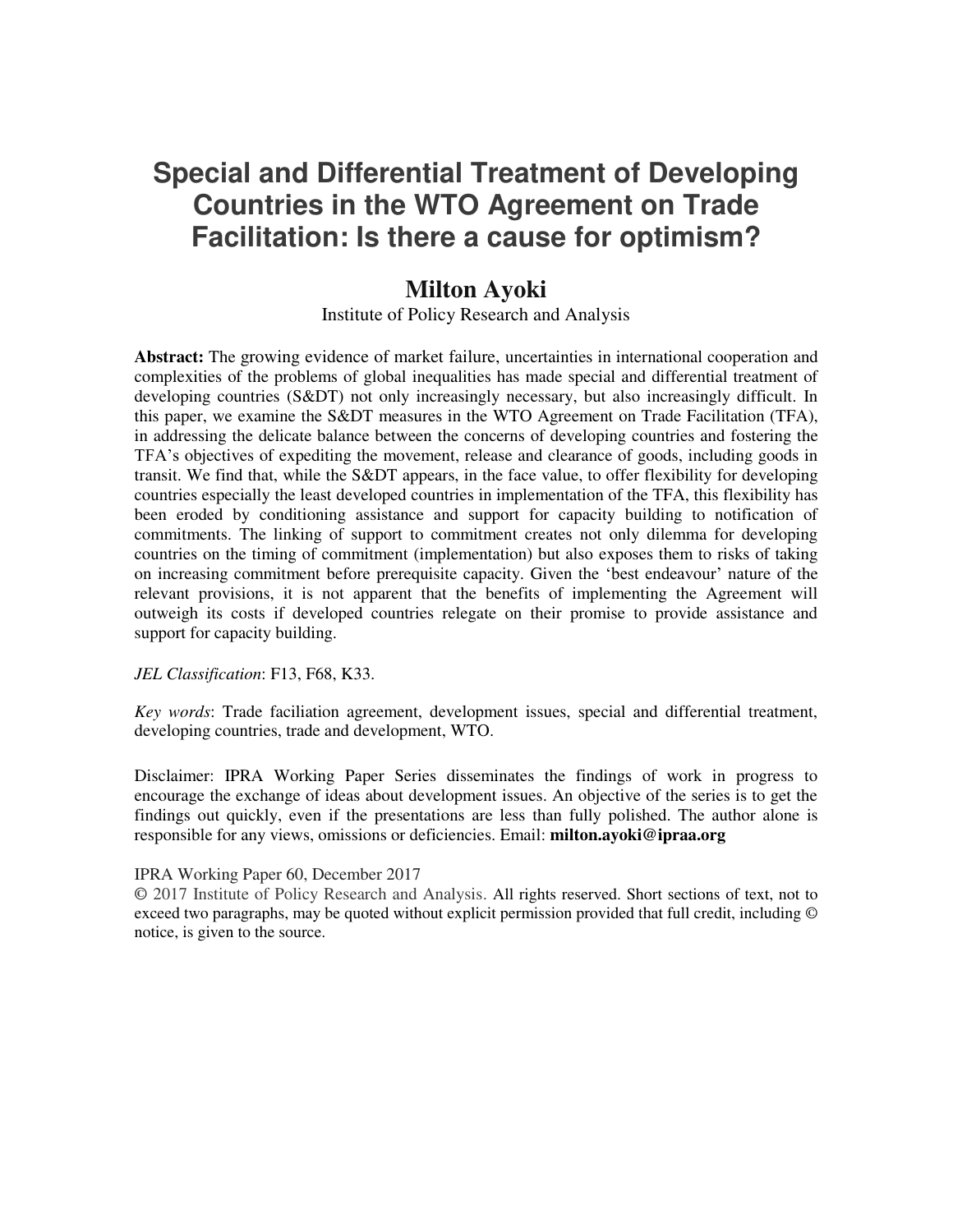# Special and Differential Treatment of Developing Countries in the WTO Agreement on Trade Facilitation: Is there a cause for optimism?

## Milton Ayoki

Institute of Policy Research and Analysis

**Abstract:** The growing evidence of market failure, uncertainties in international cooperation and complexities of the problems of global inequalities has made special and differential treatment of developing countries (S&DT) not only increasingly necessary, but also increasingly difficult. In this paper, we examine the S&DT measures in the WTO Agreement on Trade Facilitation (TFA), in addressing the delicate balance between the concerns of developing countries and fostering the TFA's objectives of expediting the movement, release and clearance of goods, including goods in transit. We find that, while the S&DT appears, in the face value, to offer flexibility for developing countries especially the least developed countries in implementation of the TFA, this flexibility has been eroded by conditioning assistance and support for capacity building to notification of commitments. The linking of support to commitment creates not only dilemma for developing countries on the timing of commitment (implementation) but also exposes them to risks of taking on increasing commitment before prerequisite capacity. Given the 'best endeavour' nature of the relevant provisions, it is not apparent that the benefits of implementing the Agreement will outweigh its costs if developed countries relegate on their promise to provide assistance and support for capacity building.

*JEL Classification*: F13, F68, K33.

*Key words*: Trade faciliation agreement, development issues, special and differential treatment, developing countries, trade and development, WTO.

Disclaimer: IPRA Working Paper Series disseminates the findings of work in progress to encourage the exchange of ideas about development issues. An objective of the series is to get the findings out quickly, even if the presentations are less than fully polished. The author alone is responsible for any views, omissions or deficiencies. Email: **milton.ayoki@ipraa.org**

IPRA Working Paper 60, December 2017

© 2017 Institute of Policy Research and Analysis. All rights reserved. Short sections of text, not to exceed two paragraphs, may be quoted without explicit permission provided that full credit, including © notice, is given to the source.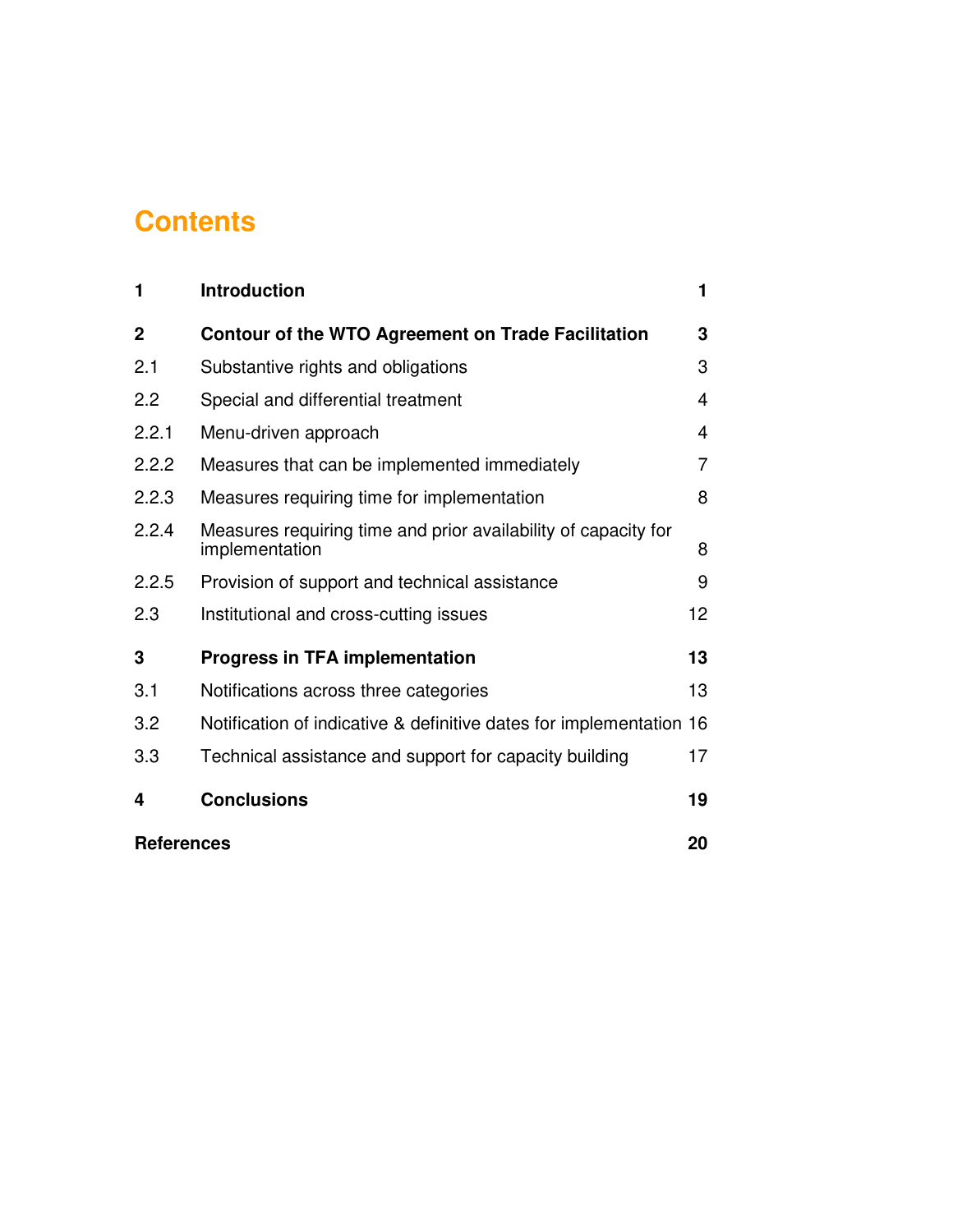# Contents

| | | |
|---|---|---|
| **1** | **Introduction** | **1** |
| **2** | **Contour of the WTO Agreement on Trade Facilitation** | **3** |
| 2.1 | Substantive rights and obligations | 3 |
| 2.2 | Special and differential treatment | 4 |
| 2.2.1 | Menu-driven approach | 4 |
| 2.2.2 | Measures that can be implemented immediately | 7 |
| 2.2.3 | Measures requiring time for implementation | 8 |
| 2.2.4 | Measures requiring time and prior availability of capacity for implementation | 8 |
| 2.2.5 | Provision of support and technical assistance | 9 |
| 2.3 | Institutional and cross-cutting issues | 12 |
| **3** | **Progress in TFA implementation** | **13** |
| 3.1 | Notifications across three categories | 13 |
| 3.2 | Notification of indicative & definitive dates for implementation | 16 |
| 3.3 | Technical assistance and support for capacity building | 17 |
| **4** | **Conclusions** | **19** |
| **References** | | **20** |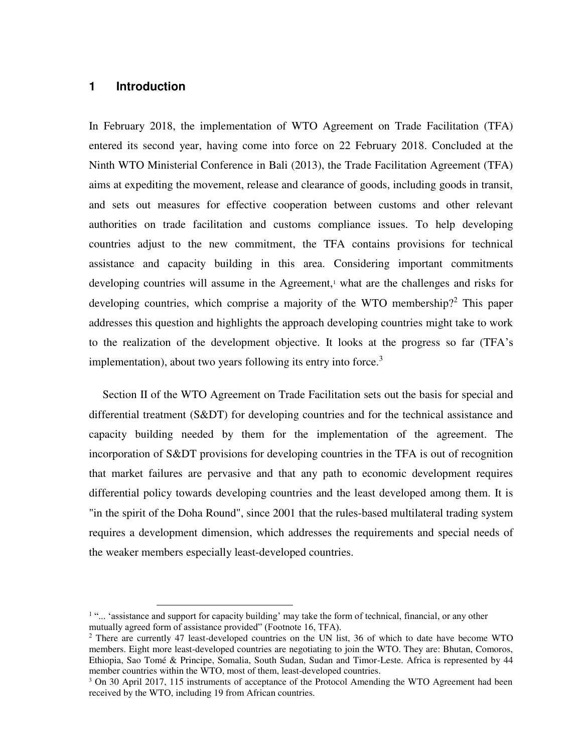## 1 Introduction

In February 2018, the implementation of WTO Agreement on Trade Facilitation (TFA) entered its second year, having come into force on 22 February 2018. Concluded at the Ninth WTO Ministerial Conference in Bali (2013), the Trade Facilitation Agreement (TFA) aims at expediting the movement, release and clearance of goods, including goods in transit, and sets out measures for effective cooperation between customs and other relevant authorities on trade facilitation and customs compliance issues. To help developing countries adjust to the new commitment, the TFA contains provisions for technical assistance and capacity building in this area. Considering important commitments developing countries will assume in the Agreement,[1] what are the challenges and risks for developing countries, which comprise a majority of the WTO membership?[2] This paper addresses this question and highlights the approach developing countries might take to work to the realization of the development objective. It looks at the progress so far (TFA's implementation), about two years following its entry into force.[3]

Section II of the WTO Agreement on Trade Facilitation sets out the basis for special and differential treatment (S&DT) for developing countries and for the technical assistance and capacity building needed by them for the implementation of the agreement. The incorporation of S&DT provisions for developing countries in the TFA is out of recognition that market failures are pervasive and that any path to economic development requires differential policy towards developing countries and the least developed among them. It is "in the spirit of the Doha Round", since 2001 that the rules-based multilateral trading system requires a development dimension, which addresses the requirements and special needs of the weaker members especially least-developed countries.

---

[1] "... 'assistance and support for capacity building' may take the form of technical, financial, or any other mutually agreed form of assistance provided" (Footnote 16, TFA).

[2] There are currently 47 least-developed countries on the UN list, 36 of which to date have become WTO members. Eight more least-developed countries are negotiating to join the WTO. They are: Bhutan, Comoros, Ethiopia, Sao Tomé & Principe, Somalia, South Sudan, Sudan and Timor-Leste. Africa is represented by 44 member countries within the WTO, most of them, least-developed countries.

[3] On 30 April 2017, 115 instruments of acceptance of the Protocol Amending the WTO Agreement had been received by the WTO, including 19 from African countries.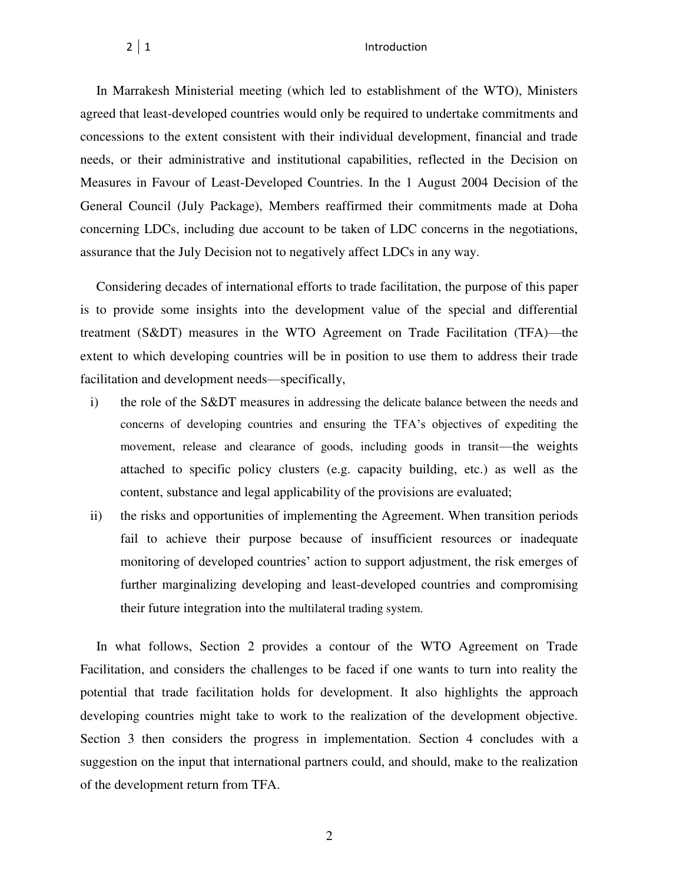In Marrakesh Ministerial meeting (which led to establishment of the WTO), Ministers agreed that least-developed countries would only be required to undertake commitments and concessions to the extent consistent with their individual development, financial and trade needs, or their administrative and institutional capabilities, reflected in the Decision on Measures in Favour of Least-Developed Countries. In the 1 August 2004 Decision of the General Council (July Package), Members reaffirmed their commitments made at Doha concerning LDCs, including due account to be taken of LDC concerns in the negotiations, assurance that the July Decision not to negatively affect LDCs in any way.

Considering decades of international efforts to trade facilitation, the purpose of this paper is to provide some insights into the development value of the special and differential treatment (S&DT) measures in the WTO Agreement on Trade Facilitation (TFA)—the extent to which developing countries will be in position to use them to address their trade facilitation and development needs—specifically,

i) the role of the S&DT measures in addressing the delicate balance between the needs and concerns of developing countries and ensuring the TFA's objectives of expediting the movement, release and clearance of goods, including goods in transit—the weights attached to specific policy clusters (e.g. capacity building, etc.) as well as the content, substance and legal applicability of the provisions are evaluated;
ii) the risks and opportunities of implementing the Agreement. When transition periods fail to achieve their purpose because of insufficient resources or inadequate monitoring of developed countries' action to support adjustment, the risk emerges of further marginalizing developing and least-developed countries and compromising their future integration into the multilateral trading system.

In what follows, Section 2 provides a contour of the WTO Agreement on Trade Facilitation, and considers the challenges to be faced if one wants to turn into reality the potential that trade facilitation holds for development. It also highlights the approach developing countries might take to work to the realization of the development objective. Section 3 then considers the progress in implementation. Section 4 concludes with a suggestion on the input that international partners could, and should, make to the realization of the development return from TFA.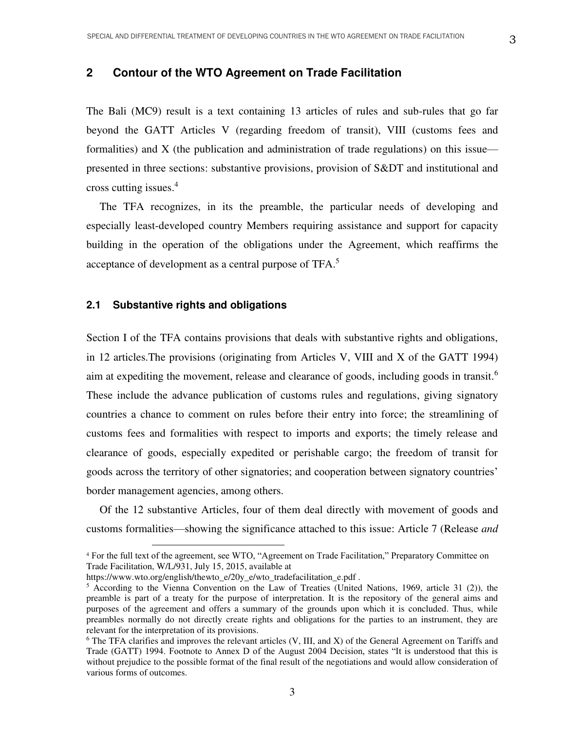## 2 Contour of the WTO Agreement on Trade Facilitation

The Bali (MC9) result is a text containing 13 articles of rules and sub-rules that go far beyond the GATT Articles V (regarding freedom of transit), VIII (customs fees and formalities) and X (the publication and administration of trade regulations) on this issue—presented in three sections: substantive provisions, provision of S&DT and institutional and cross cutting issues.[4]

The TFA recognizes, in its the preamble, the particular needs of developing and especially least-developed country Members requiring assistance and support for capacity building in the operation of the obligations under the Agreement, which reaffirms the acceptance of development as a central purpose of TFA.[5]

### 2.1 Substantive rights and obligations

Section I of the TFA contains provisions that deals with substantive rights and obligations, in 12 articles.The provisions (originating from Articles V, VIII and X of the GATT 1994) aim at expediting the movement, release and clearance of goods, including goods in transit.[6] These include the advance publication of customs rules and regulations, giving signatory countries a chance to comment on rules before their entry into force; the streamlining of customs fees and formalities with respect to imports and exports; the timely release and clearance of goods, especially expedited or perishable cargo; the freedom of transit for goods across the territory of other signatories; and cooperation between signatory countries' border management agencies, among others.

Of the 12 substantive Articles, four of them deal directly with movement of goods and customs formalities—showing the significance attached to this issue: Article 7 (Release *and*

---

[4] For the full text of the agreement, see WTO, "Agreement on Trade Facilitation," Preparatory Committee on Trade Facilitation, W/L/931, July 15, 2015, available at https://www.wto.org/english/thewto_e/20y_e/wto_tradefacilitation_e.pdf .

[5] According to the Vienna Convention on the Law of Treaties (United Nations, 1969, article 31 (2)), the preamble is part of a treaty for the purpose of interpretation. It is the repository of the general aims and purposes of the agreement and offers a summary of the grounds upon which it is concluded. Thus, while preambles normally do not directly create rights and obligations for the parties to an instrument, they are relevant for the interpretation of its provisions.

[6] The TFA clarifies and improves the relevant articles (V, III, and X) of the General Agreement on Tariffs and Trade (GATT) 1994. Footnote to Annex D of the August 2004 Decision, states "It is understood that this is without prejudice to the possible format of the final result of the negotiations and would allow consideration of various forms of outcomes.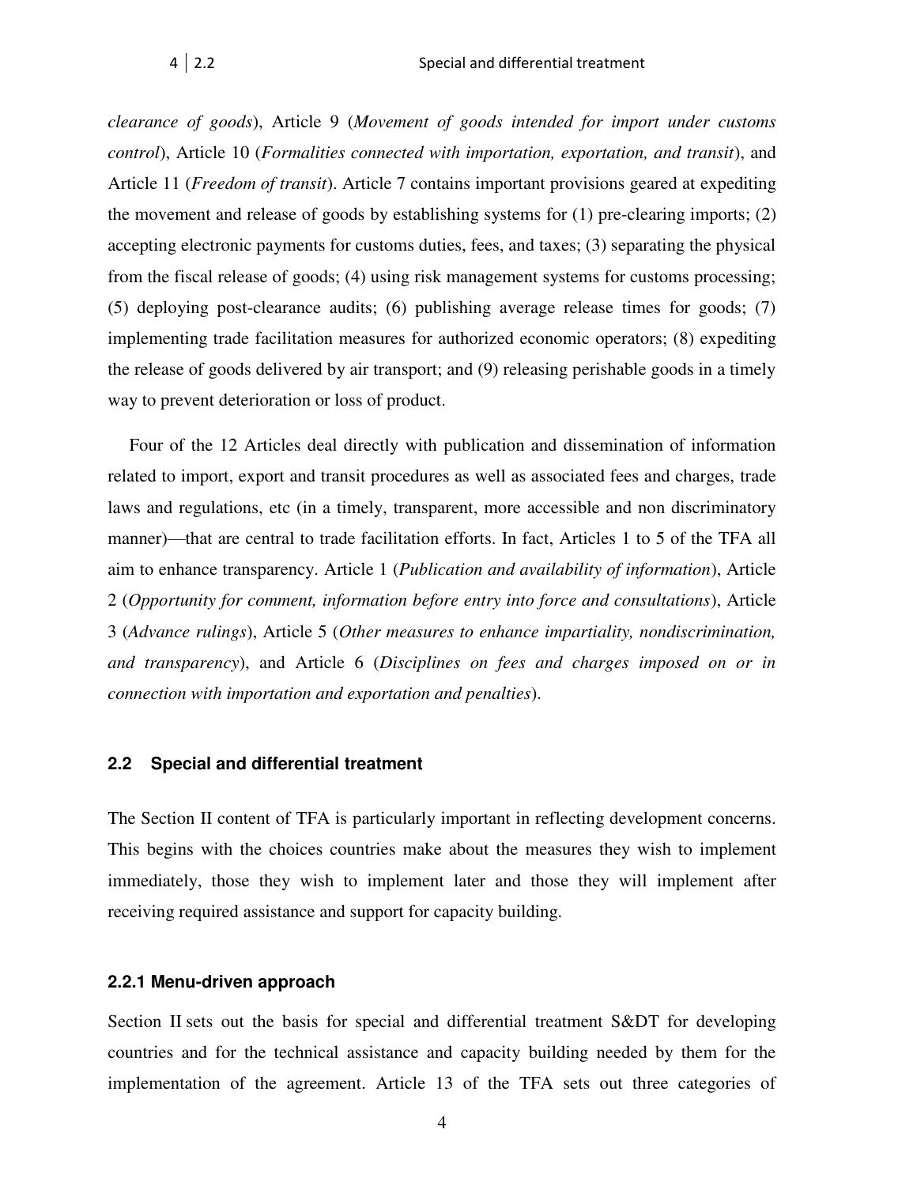*clearance of goods*), Article 9 (*Movement of goods intended for import under customs control*), Article 10 (*Formalities connected with importation, exportation, and transit*), and Article 11 (*Freedom of transit*). Article 7 contains important provisions geared at expediting the movement and release of goods by establishing systems for (1) pre-clearing imports; (2) accepting electronic payments for customs duties, fees, and taxes; (3) separating the physical from the fiscal release of goods; (4) using risk management systems for customs processing; (5) deploying post-clearance audits; (6) publishing average release times for goods; (7) implementing trade facilitation measures for authorized economic operators; (8) expediting the release of goods delivered by air transport; and (9) releasing perishable goods in a timely way to prevent deterioration or loss of product.

Four of the 12 Articles deal directly with publication and dissemination of information related to import, export and transit procedures as well as associated fees and charges, trade laws and regulations, etc (in a timely, transparent, more accessible and non discriminatory manner)—that are central to trade facilitation efforts. In fact, Articles 1 to 5 of the TFA all aim to enhance transparency. Article 1 (*Publication and availability of information*), Article 2 (*Opportunity for comment, information before entry into force and consultations*), Article 3 (*Advance rulings*), Article 5 (*Other measures to enhance impartiality, nondiscrimination, and transparency*), and Article 6 (*Disciplines on fees and charges imposed on or in connection with importation and exportation and penalties*).

## 2.2 Special and differential treatment

The Section II content of TFA is particularly important in reflecting development concerns. This begins with the choices countries make about the measures they wish to implement immediately, those they wish to implement later and those they will implement after receiving required assistance and support for capacity building.

### 2.2.1 Menu-driven approach

Section II sets out the basis for special and differential treatment S&DT for developing countries and for the technical assistance and capacity building needed by them for the implementation of the agreement. Article 13 of the TFA sets out three categories of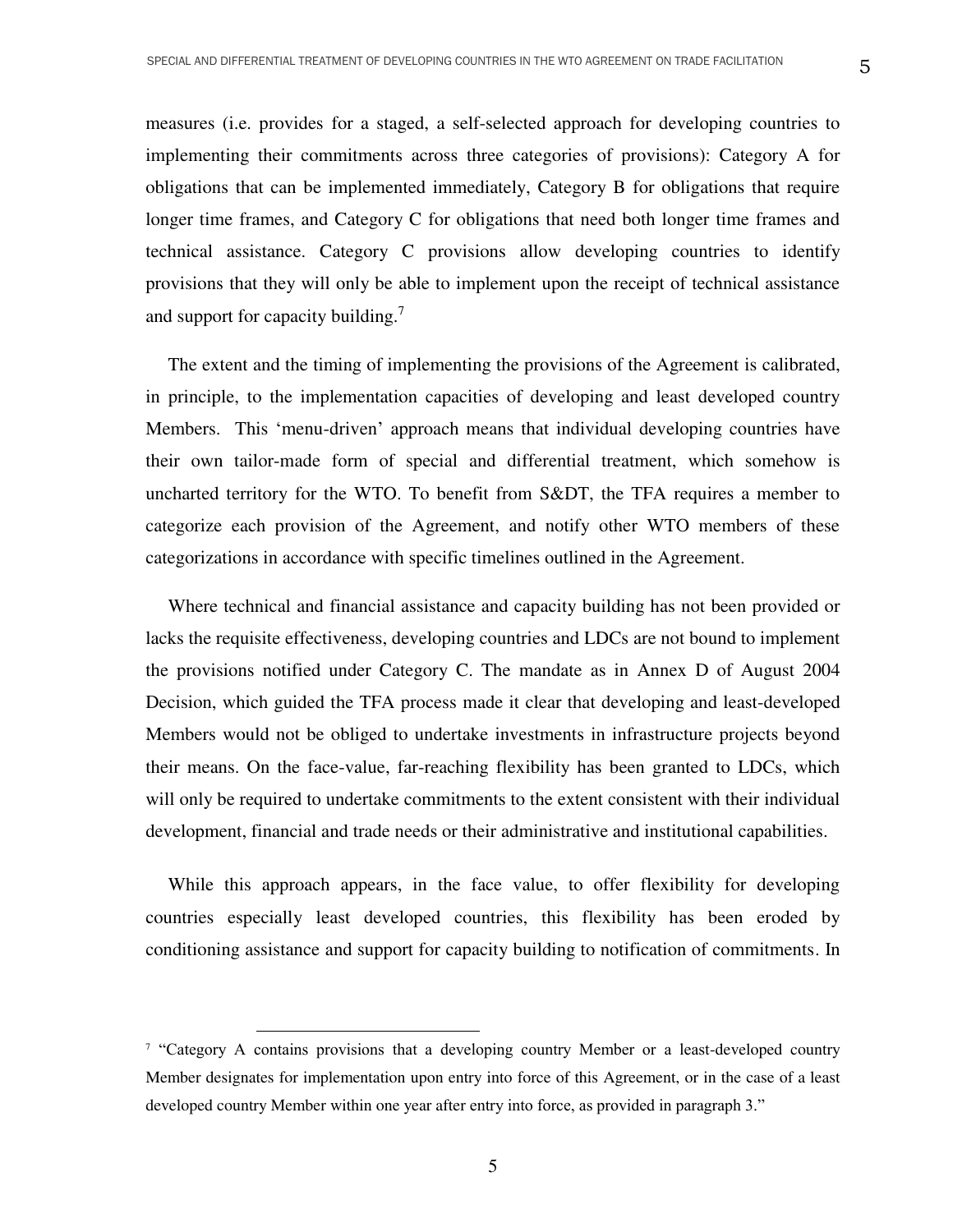measures (i.e. provides for a staged, a self-selected approach for developing countries to implementing their commitments across three categories of provisions): Category A for obligations that can be implemented immediately, Category B for obligations that require longer time frames, and Category C for obligations that need both longer time frames and technical assistance. Category C provisions allow developing countries to identify provisions that they will only be able to implement upon the receipt of technical assistance and support for capacity building.[7]

The extent and the timing of implementing the provisions of the Agreement is calibrated, in principle, to the implementation capacities of developing and least developed country Members. This 'menu-driven' approach means that individual developing countries have their own tailor-made form of special and differential treatment, which somehow is uncharted territory for the WTO. To benefit from S&DT, the TFA requires a member to categorize each provision of the Agreement, and notify other WTO members of these categorizations in accordance with specific timelines outlined in the Agreement.

Where technical and financial assistance and capacity building has not been provided or lacks the requisite effectiveness, developing countries and LDCs are not bound to implement the provisions notified under Category C. The mandate as in Annex D of August 2004 Decision, which guided the TFA process made it clear that developing and least-developed Members would not be obliged to undertake investments in infrastructure projects beyond their means. On the face-value, far-reaching flexibility has been granted to LDCs, which will only be required to undertake commitments to the extent consistent with their individual development, financial and trade needs or their administrative and institutional capabilities.

While this approach appears, in the face value, to offer flexibility for developing countries especially least developed countries, this flexibility has been eroded by conditioning assistance and support for capacity building to notification of commitments. In

[7] "Category A contains provisions that a developing country Member or a least-developed country Member designates for implementation upon entry into force of this Agreement, or in the case of a least developed country Member within one year after entry into force, as provided in paragraph 3."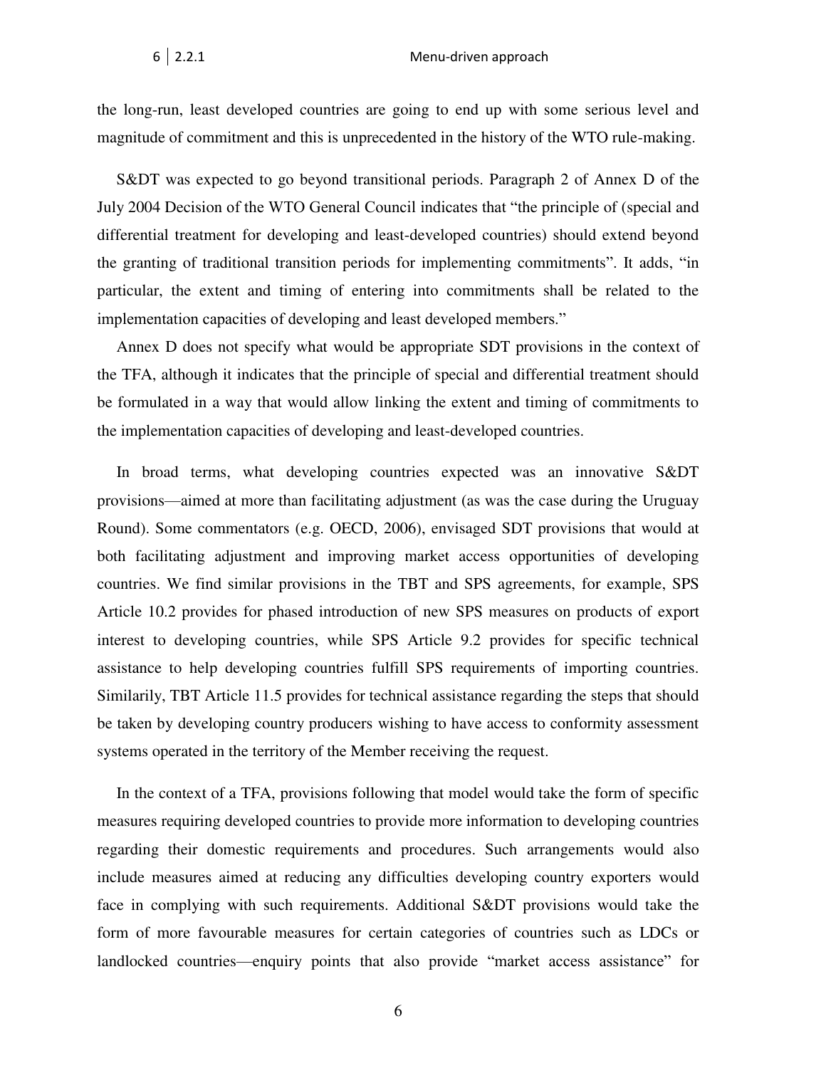the long-run, least developed countries are going to end up with some serious level and magnitude of commitment and this is unprecedented in the history of the WTO rule-making.

S&DT was expected to go beyond transitional periods. Paragraph 2 of Annex D of the July 2004 Decision of the WTO General Council indicates that "the principle of (special and differential treatment for developing and least-developed countries) should extend beyond the granting of traditional transition periods for implementing commitments". It adds, "in particular, the extent and timing of entering into commitments shall be related to the implementation capacities of developing and least developed members."

Annex D does not specify what would be appropriate SDT provisions in the context of the TFA, although it indicates that the principle of special and differential treatment should be formulated in a way that would allow linking the extent and timing of commitments to the implementation capacities of developing and least-developed countries.

In broad terms, what developing countries expected was an innovative S&DT provisions—aimed at more than facilitating adjustment (as was the case during the Uruguay Round). Some commentators (e.g. OECD, 2006), envisaged SDT provisions that would at both facilitating adjustment and improving market access opportunities of developing countries. We find similar provisions in the TBT and SPS agreements, for example, SPS Article 10.2 provides for phased introduction of new SPS measures on products of export interest to developing countries, while SPS Article 9.2 provides for specific technical assistance to help developing countries fulfill SPS requirements of importing countries. Similarily, TBT Article 11.5 provides for technical assistance regarding the steps that should be taken by developing country producers wishing to have access to conformity assessment systems operated in the territory of the Member receiving the request.

In the context of a TFA, provisions following that model would take the form of specific measures requiring developed countries to provide more information to developing countries regarding their domestic requirements and procedures. Such arrangements would also include measures aimed at reducing any difficulties developing country exporters would face in complying with such requirements. Additional S&DT provisions would take the form of more favourable measures for certain categories of countries such as LDCs or landlocked countries—enquiry points that also provide "market access assistance" for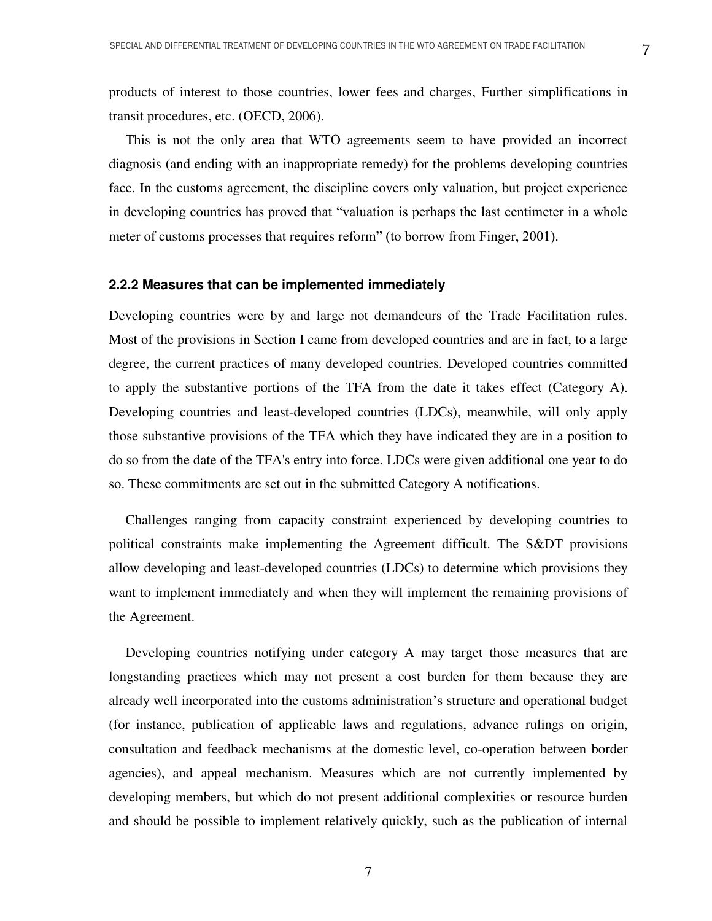products of interest to those countries, lower fees and charges, Further simplifications in transit procedures, etc. (OECD, 2006).

This is not the only area that WTO agreements seem to have provided an incorrect diagnosis (and ending with an inappropriate remedy) for the problems developing countries face. In the customs agreement, the discipline covers only valuation, but project experience in developing countries has proved that "valuation is perhaps the last centimeter in a whole meter of customs processes that requires reform" (to borrow from Finger, 2001).

### 2.2.2 Measures that can be implemented immediately

Developing countries were by and large not demandeurs of the Trade Facilitation rules. Most of the provisions in Section I came from developed countries and are in fact, to a large degree, the current practices of many developed countries. Developed countries committed to apply the substantive portions of the TFA from the date it takes effect (Category A). Developing countries and least-developed countries (LDCs), meanwhile, will only apply those substantive provisions of the TFA which they have indicated they are in a position to do so from the date of the TFA's entry into force. LDCs were given additional one year to do so. These commitments are set out in the submitted Category A notifications.

Challenges ranging from capacity constraint experienced by developing countries to political constraints make implementing the Agreement difficult. The S&DT provisions allow developing and least-developed countries (LDCs) to determine which provisions they want to implement immediately and when they will implement the remaining provisions of the Agreement.

Developing countries notifying under category A may target those measures that are longstanding practices which may not present a cost burden for them because they are already well incorporated into the customs administration's structure and operational budget (for instance, publication of applicable laws and regulations, advance rulings on origin, consultation and feedback mechanisms at the domestic level, co-operation between border agencies), and appeal mechanism. Measures which are not currently implemented by developing members, but which do not present additional complexities or resource burden and should be possible to implement relatively quickly, such as the publication of internal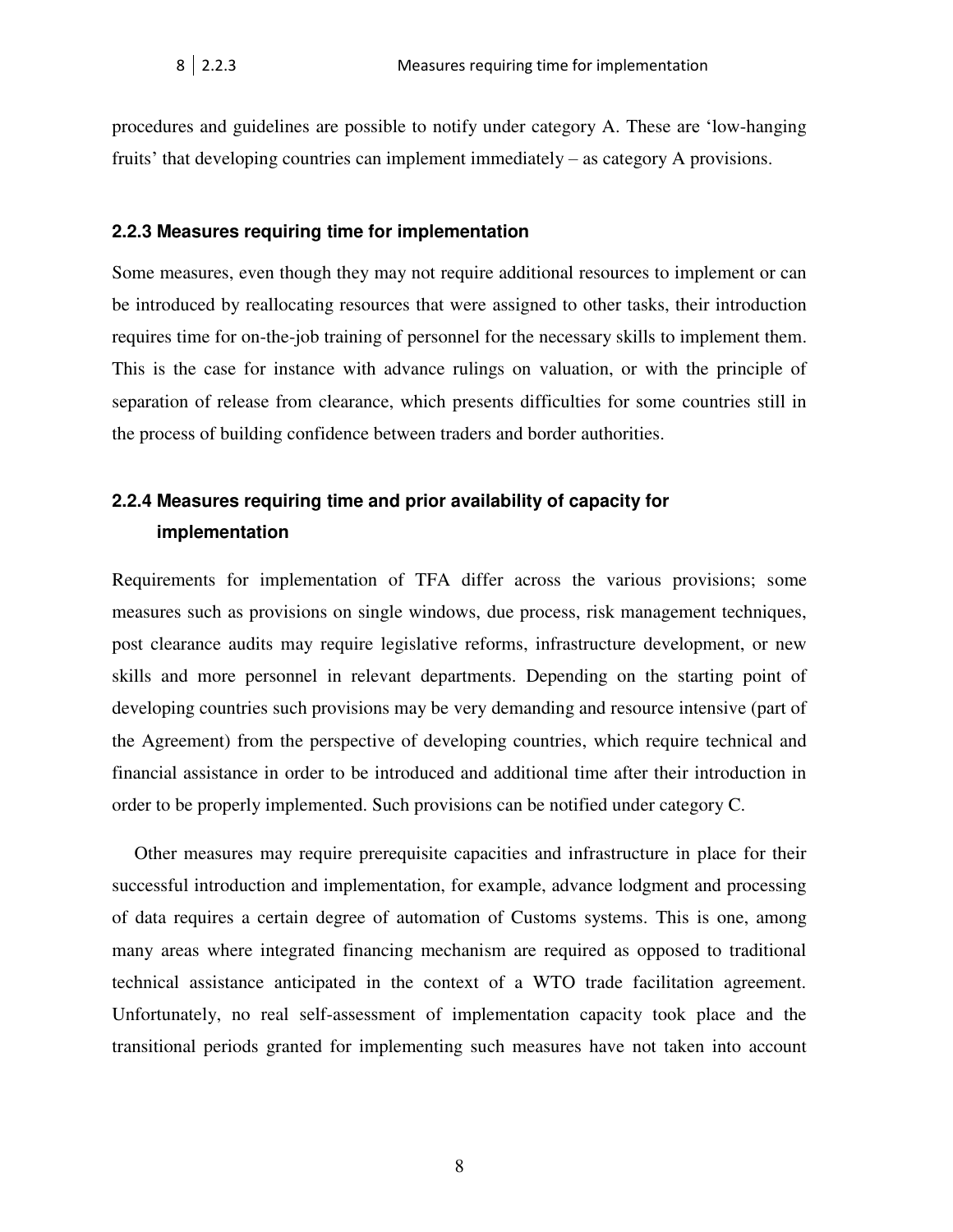procedures and guidelines are possible to notify under category A. These are 'low-hanging fruits' that developing countries can implement immediately – as category A provisions.

### 2.2.3 Measures requiring time for implementation

Some measures, even though they may not require additional resources to implement or can be introduced by reallocating resources that were assigned to other tasks, their introduction requires time for on-the-job training of personnel for the necessary skills to implement them. This is the case for instance with advance rulings on valuation, or with the principle of separation of release from clearance, which presents difficulties for some countries still in the process of building confidence between traders and border authorities.

### 2.2.4 Measures requiring time and prior availability of capacity for implementation

Requirements for implementation of TFA differ across the various provisions; some measures such as provisions on single windows, due process, risk management techniques, post clearance audits may require legislative reforms, infrastructure development, or new skills and more personnel in relevant departments. Depending on the starting point of developing countries such provisions may be very demanding and resource intensive (part of the Agreement) from the perspective of developing countries, which require technical and financial assistance in order to be introduced and additional time after their introduction in order to be properly implemented. Such provisions can be notified under category C.

Other measures may require prerequisite capacities and infrastructure in place for their successful introduction and implementation, for example, advance lodgment and processing of data requires a certain degree of automation of Customs systems. This is one, among many areas where integrated financing mechanism are required as opposed to traditional technical assistance anticipated in the context of a WTO trade facilitation agreement. Unfortunately, no real self-assessment of implementation capacity took place and the transitional periods granted for implementing such measures have not taken into account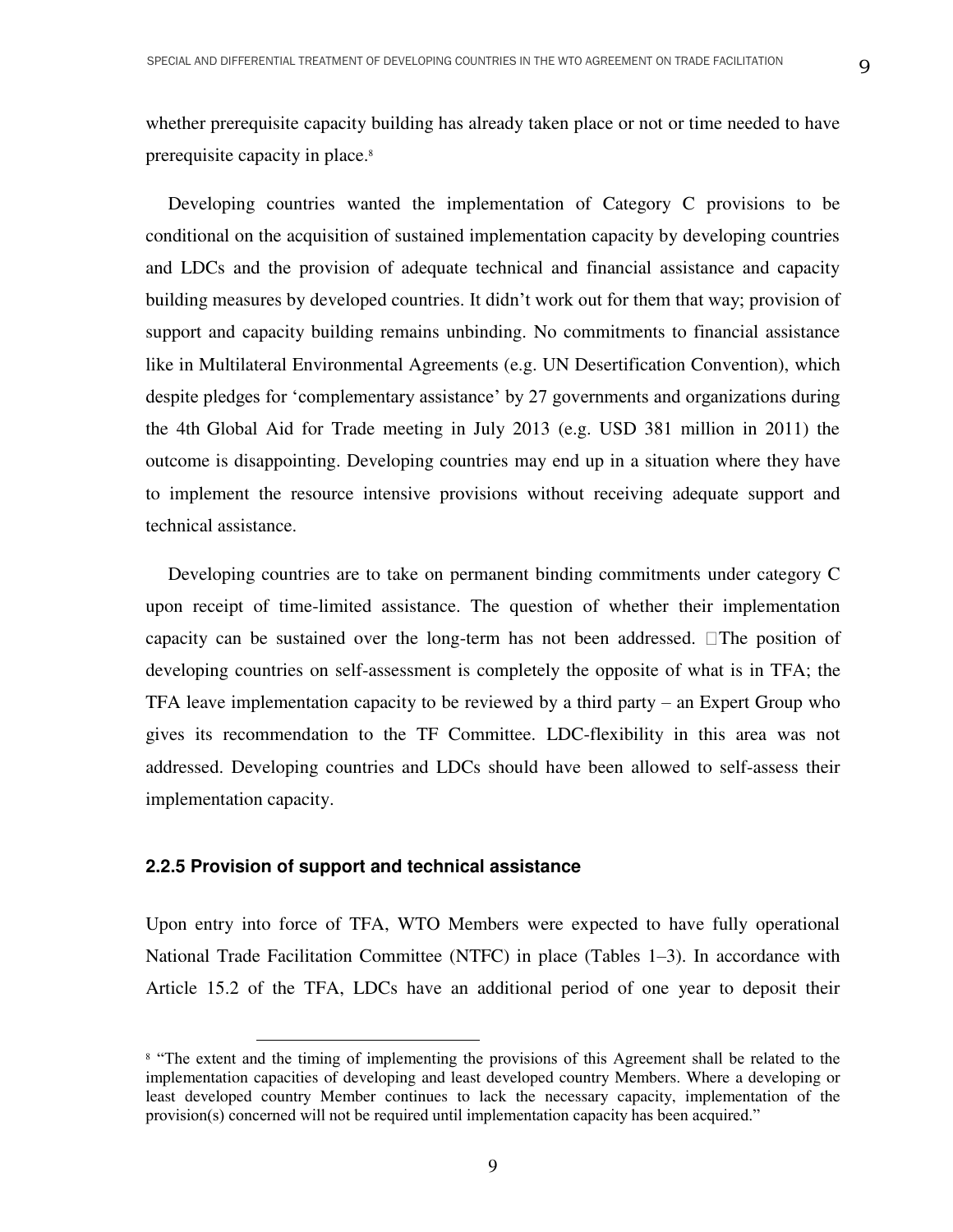whether prerequisite capacity building has already taken place or not or time needed to have prerequisite capacity in place.[8]

Developing countries wanted the implementation of Category C provisions to be conditional on the acquisition of sustained implementation capacity by developing countries and LDCs and the provision of adequate technical and financial assistance and capacity building measures by developed countries. It didn't work out for them that way; provision of support and capacity building remains unbinding. No commitments to financial assistance like in Multilateral Environmental Agreements (e.g. UN Desertification Convention), which despite pledges for 'complementary assistance' by 27 governments and organizations during the 4th Global Aid for Trade meeting in July 2013 (e.g. USD 381 million in 2011) the outcome is disappointing. Developing countries may end up in a situation where they have to implement the resource intensive provisions without receiving adequate support and technical assistance.

Developing countries are to take on permanent binding commitments under category C upon receipt of time-limited assistance. The question of whether their implementation capacity can be sustained over the long-term has not been addressed. The position of developing countries on self-assessment is completely the opposite of what is in TFA; the TFA leave implementation capacity to be reviewed by a third party – an Expert Group who gives its recommendation to the TF Committee. LDC-flexibility in this area was not addressed. Developing countries and LDCs should have been allowed to self-assess their implementation capacity.

### 2.2.5 Provision of support and technical assistance

Upon entry into force of TFA, WTO Members were expected to have fully operational National Trade Facilitation Committee (NTFC) in place (Tables 1–3). In accordance with Article 15.2 of the TFA, LDCs have an additional period of one year to deposit their

[8] "The extent and the timing of implementing the provisions of this Agreement shall be related to the implementation capacities of developing and least developed country Members. Where a developing or least developed country Member continues to lack the necessary capacity, implementation of the provision(s) concerned will not be required until implementation capacity has been acquired."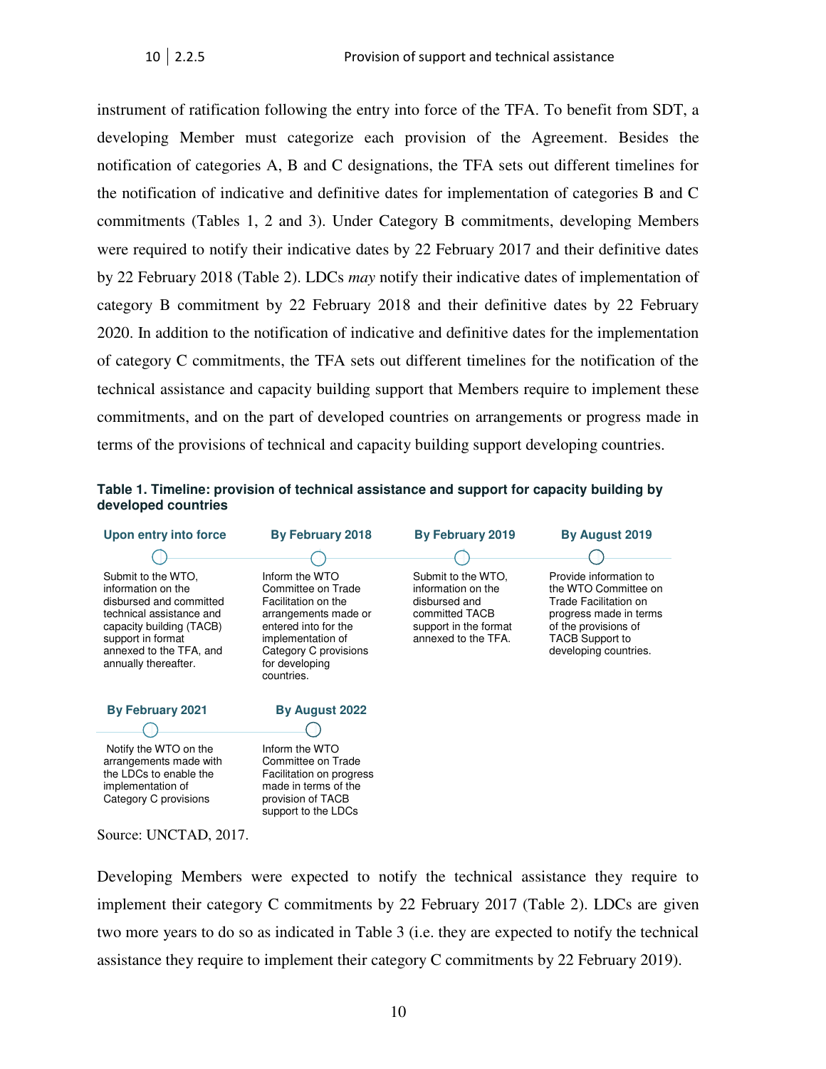instrument of ratification following the entry into force of the TFA. To benefit from SDT, a developing Member must categorize each provision of the Agreement. Besides the notification of categories A, B and C designations, the TFA sets out different timelines for the notification of indicative and definitive dates for implementation of categories B and C commitments (Tables 1, 2 and 3). Under Category B commitments, developing Members were required to notify their indicative dates by 22 February 2017 and their definitive dates by 22 February 2018 (Table 2). LDCs *may* notify their indicative dates of implementation of category B commitment by 22 February 2018 and their definitive dates by 22 February 2020. In addition to the notification of indicative and definitive dates for the implementation of category C commitments, the TFA sets out different timelines for the notification of the technical assistance and capacity building support that Members require to implement these commitments, and on the part of developed countries on arrangements or progress made in terms of the provisions of technical and capacity building support developing countries.

**Table 1. Timeline: provision of technical assistance and support for capacity building by developed countries**

| Upon entry into force | By February 2018 | By February 2019 | By August 2019 |
|---|---|---|---|
| Submit to the WTO, information on the disbursed and committed technical assistance and capacity building (TACB) support in format annexed to the TFA, and annually thereafter. | Inform the WTO Committee on Trade Facilitation on the arrangements made or entered into for the implementation of Category C provisions for developing countries. | Submit to the WTO, information on the disbursed and committed TACB support in the format annexed to the TFA. | Provide information to the WTO Committee on Trade Facilitation on progress made in terms of the provisions of TACB Support to developing countries. |

| By February 2021 | By August 2022 |
|---|---|
| Notify the WTO on the arrangements made with the LDCs to enable the implementation of Category C provisions | Inform the WTO Committee on Trade Facilitation on progress made in terms of the provision of TACB support to the LDCs |

Source: UNCTAD, 2017.

Developing Members were expected to notify the technical assistance they require to implement their category C commitments by 22 February 2017 (Table 2). LDCs are given two more years to do so as indicated in Table 3 (i.e. they are expected to notify the technical assistance they require to implement their category C commitments by 22 February 2019).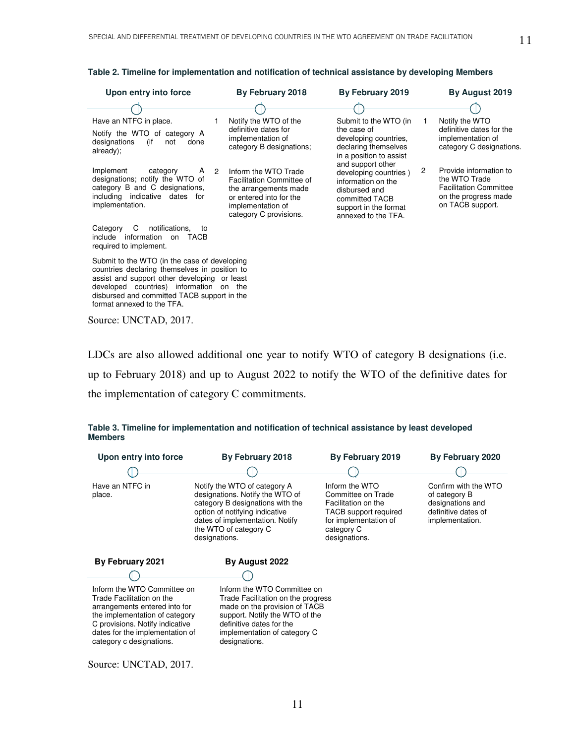**Table 2. Timeline for implementation and notification of technical assistance by developing Members**

| Upon entry into force | By February 2018 | By February 2019 | By August 2019 |
|---|---|---|---|
| Have an NTFC in place.<br>Notify the WTO of category A designations (if not done already);<br>Implement category A designations; notify the WTO of category B and C designations, including indicative dates for implementation.<br>Category C notifications, to include information on TACB required to implement.<br>Submit to the WTO (in the case of developing countries declaring themselves in position to assist and support other developing or least developed countries) information on the disbursed and committed TACB support in the format annexed to the TFA. | 1 Notify the WTO of the definitive dates for implementation of category B designations;<br>2 Inform the WTO Trade Facilitation Committee of the arrangements made or entered into for the implementation of category C provisions. | Submit to the WTO (in the case of developing countries, declaring themselves in a position to assist and support other developing countries ) information on the disbursed and committed TACB support in the format annexed to the TFA. | 1 Notify the WTO definitive dates for the implementation of category C designations.<br>2 Provide information to the WTO Trade Facilitation Committee on the progress made on TACB support. |

Source: UNCTAD, 2017.

LDCs are also allowed additional one year to notify WTO of category B designations (i.e. up to February 2018) and up to August 2022 to notify the WTO of the definitive dates for the implementation of category C commitments.

**Table 3. Timeline for implementation and notification of technical assistance by least developed Members**

| Upon entry into force | By February 2018 | By February 2019 | By February 2020 | By February 2021 | By August 2022 |
|---|---|---|---|---|---|
| Have an NTFC in place. | Notify the WTO of category A designations. Notify the WTO of category B designations with the option of notifying indicative dates of implementation. Notify the WTO of category C designations. | Inform the WTO Committee on Trade Facilitation on the TACB support required for implementation of category C designations. | Confirm with the WTO of category B designations and definitive dates of implementation. | Inform the WTO Committee on Trade Facilitation on the arrangements entered into for the implementation of category C provisions. Notify indicative dates for the implementation of category c designations. | Inform the WTO Committee on Trade Facilitation on the progress made on the provision of TACB support. Notify the WTO of the definitive dates for the implementation of category C designations. |

Source: UNCTAD, 2017.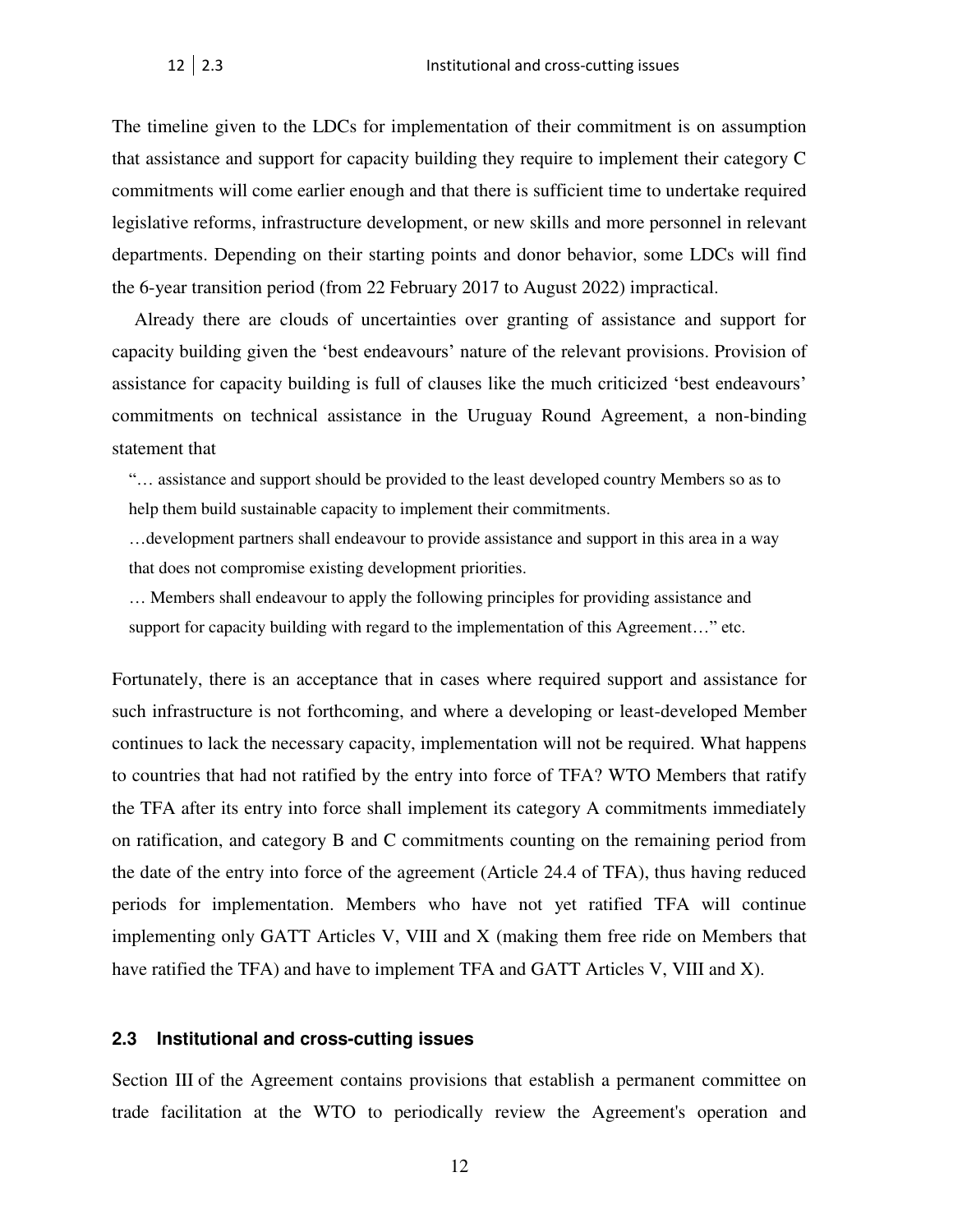The timeline given to the LDCs for implementation of their commitment is on assumption that assistance and support for capacity building they require to implement their category C commitments will come earlier enough and that there is sufficient time to undertake required legislative reforms, infrastructure development, or new skills and more personnel in relevant departments. Depending on their starting points and donor behavior, some LDCs will find the 6-year transition period (from 22 February 2017 to August 2022) impractical.

Already there are clouds of uncertainties over granting of assistance and support for capacity building given the 'best endeavours' nature of the relevant provisions. Provision of assistance for capacity building is full of clauses like the much criticized 'best endeavours' commitments on technical assistance in the Uruguay Round Agreement, a non-binding statement that

> "… assistance and support should be provided to the least developed country Members so as to help them build sustainable capacity to implement their commitments.
>
> …development partners shall endeavour to provide assistance and support in this area in a way that does not compromise existing development priorities.
>
> … Members shall endeavour to apply the following principles for providing assistance and support for capacity building with regard to the implementation of this Agreement…" etc.

Fortunately, there is an acceptance that in cases where required support and assistance for such infrastructure is not forthcoming, and where a developing or least-developed Member continues to lack the necessary capacity, implementation will not be required. What happens to countries that had not ratified by the entry into force of TFA? WTO Members that ratify the TFA after its entry into force shall implement its category A commitments immediately on ratification, and category B and C commitments counting on the remaining period from the date of the entry into force of the agreement (Article 24.4 of TFA), thus having reduced periods for implementation. Members who have not yet ratified TFA will continue implementing only GATT Articles V, VIII and X (making them free ride on Members that have ratified the TFA) and have to implement TFA and GATT Articles V, VIII and X).

### 2.3 Institutional and cross-cutting issues

Section III of the Agreement contains provisions that establish a permanent committee on trade facilitation at the WTO to periodically review the Agreement's operation and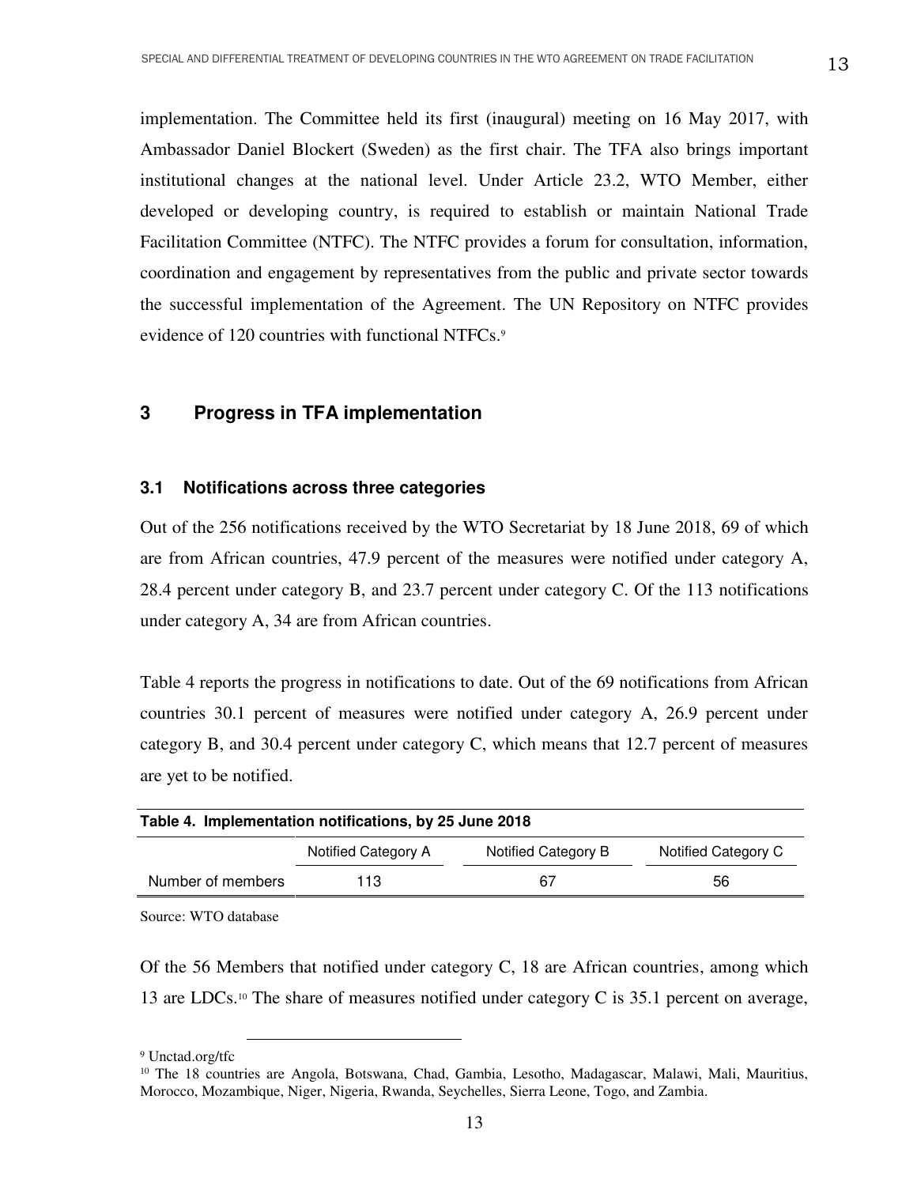implementation. The Committee held its first (inaugural) meeting on 16 May 2017, with Ambassador Daniel Blockert (Sweden) as the first chair. The TFA also brings important institutional changes at the national level. Under Article 23.2, WTO Member, either developed or developing country, is required to establish or maintain National Trade Facilitation Committee (NTFC). The NTFC provides a forum for consultation, information, coordination and engagement by representatives from the public and private sector towards the successful implementation of the Agreement. The UN Repository on NTFC provides evidence of 120 countries with functional NTFCs.[9]

## 3 Progress in TFA implementation

### 3.1 Notifications across three categories

Out of the 256 notifications received by the WTO Secretariat by 18 June 2018, 69 of which are from African countries, 47.9 percent of the measures were notified under category A, 28.4 percent under category B, and 23.7 percent under category C. Of the 113 notifications under category A, 34 are from African countries.

Table 4 reports the progress in notifications to date. Out of the 69 notifications from African countries 30.1 percent of measures were notified under category A, 26.9 percent under category B, and 30.4 percent under category C, which means that 12.7 percent of measures are yet to be notified.

**Table 4. Implementation notifications, by 25 June 2018**

| | Notified Category A | Notified Category B | Notified Category C |
|---|---|---|---|
| Number of members | 113 | 67 | 56 |

Source: WTO database

Of the 56 Members that notified under category C, 18 are African countries, among which 13 are LDCs.[10] The share of measures notified under category C is 35.1 percent on average,

[9] Unctad.org/tfc

[10] The 18 countries are Angola, Botswana, Chad, Gambia, Lesotho, Madagascar, Malawi, Mali, Mauritius, Morocco, Mozambique, Niger, Nigeria, Rwanda, Seychelles, Sierra Leone, Togo, and Zambia.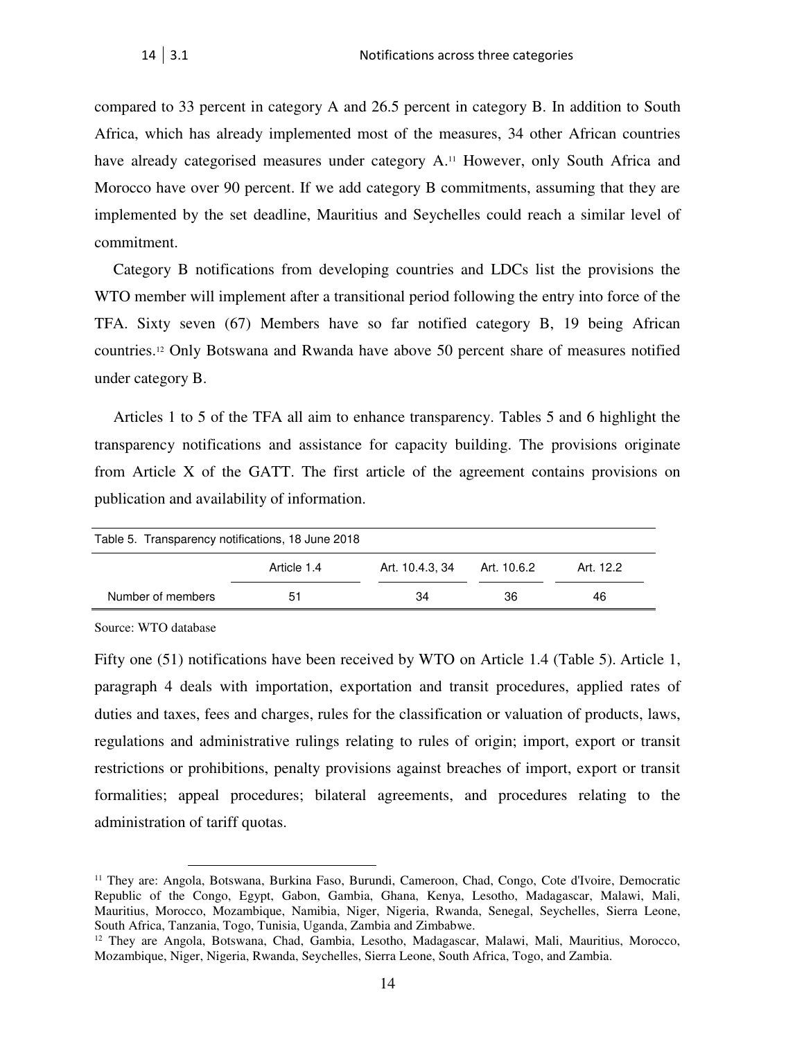compared to 33 percent in category A and 26.5 percent in category B. In addition to South Africa, which has already implemented most of the measures, 34 other African countries have already categorised measures under category A.[11] However, only South Africa and Morocco have over 90 percent. If we add category B commitments, assuming that they are implemented by the set deadline, Mauritius and Seychelles could reach a similar level of commitment.

Category B notifications from developing countries and LDCs list the provisions the WTO member will implement after a transitional period following the entry into force of the TFA. Sixty seven (67) Members have so far notified category B, 19 being African countries.[12] Only Botswana and Rwanda have above 50 percent share of measures notified under category B.

Articles 1 to 5 of the TFA all aim to enhance transparency. Tables 5 and 6 highlight the transparency notifications and assistance for capacity building. The provisions originate from Article X of the GATT. The first article of the agreement contains provisions on publication and availability of information.

Table 5. Transparency notifications, 18 June 2018

| | Article 1.4 | Art. 10.4.3, 34 | Art. 10.6.2 | Art. 12.2 |
|---|---|---|---|---|
| Number of members | 51 | 34 | 36 | 46 |

Source: WTO database

Fifty one (51) notifications have been received by WTO on Article 1.4 (Table 5). Article 1, paragraph 4 deals with importation, exportation and transit procedures, applied rates of duties and taxes, fees and charges, rules for the classification or valuation of products, laws, regulations and administrative rulings relating to rules of origin; import, export or transit restrictions or prohibitions, penalty provisions against breaches of import, export or transit formalities; appeal procedures; bilateral agreements, and procedures relating to the administration of tariff quotas.

[11] They are: Angola, Botswana, Burkina Faso, Burundi, Cameroon, Chad, Congo, Cote d'Ivoire, Democratic Republic of the Congo, Egypt, Gabon, Gambia, Ghana, Kenya, Lesotho, Madagascar, Malawi, Mali, Mauritius, Morocco, Mozambique, Namibia, Niger, Nigeria, Rwanda, Senegal, Seychelles, Sierra Leone, South Africa, Tanzania, Togo, Tunisia, Uganda, Zambia and Zimbabwe.

[12] They are Angola, Botswana, Chad, Gambia, Lesotho, Madagascar, Malawi, Mali, Mauritius, Morocco, Mozambique, Niger, Nigeria, Rwanda, Seychelles, Sierra Leone, South Africa, Togo, and Zambia.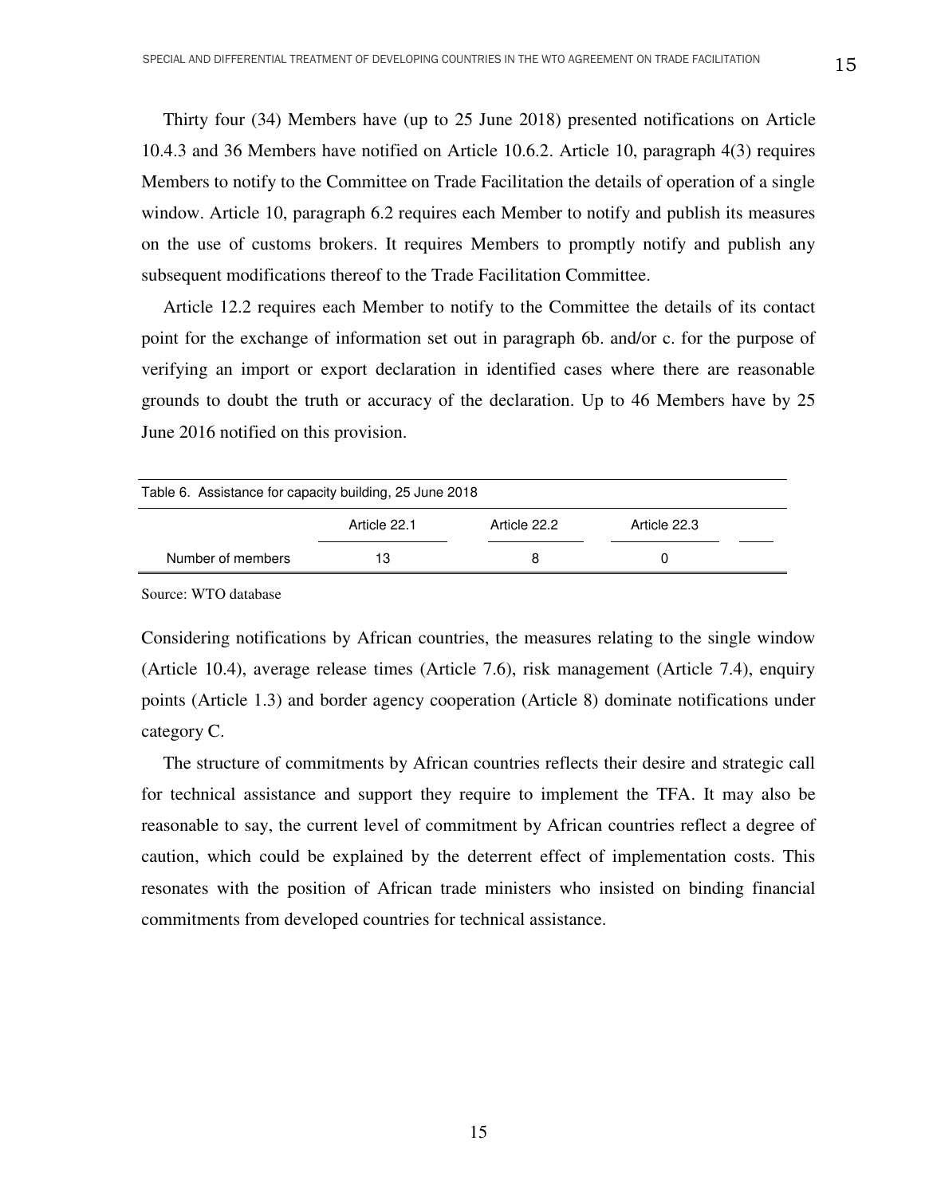Thirty four (34) Members have (up to 25 June 2018) presented notifications on Article 10.4.3 and 36 Members have notified on Article 10.6.2. Article 10, paragraph 4(3) requires Members to notify to the Committee on Trade Facilitation the details of operation of a single window. Article 10, paragraph 6.2 requires each Member to notify and publish its measures on the use of customs brokers. It requires Members to promptly notify and publish any subsequent modifications thereof to the Trade Facilitation Committee.

Article 12.2 requires each Member to notify to the Committee the details of its contact point for the exchange of information set out in paragraph 6b. and/or c. for the purpose of verifying an import or export declaration in identified cases where there are reasonable grounds to doubt the truth or accuracy of the declaration. Up to 46 Members have by 25 June 2016 notified on this provision.

Table 6. Assistance for capacity building, 25 June 2018

| | Article 22.1 | Article 22.2 | Article 22.3 |
|---|---|---|---|
| Number of members | 13 | 8 | 0 |

Source: WTO database

Considering notifications by African countries, the measures relating to the single window (Article 10.4), average release times (Article 7.6), risk management (Article 7.4), enquiry points (Article 1.3) and border agency cooperation (Article 8) dominate notifications under category C.

The structure of commitments by African countries reflects their desire and strategic call for technical assistance and support they require to implement the TFA. It may also be reasonable to say, the current level of commitment by African countries reflect a degree of caution, which could be explained by the deterrent effect of implementation costs. This resonates with the position of African trade ministers who insisted on binding financial commitments from developed countries for technical assistance.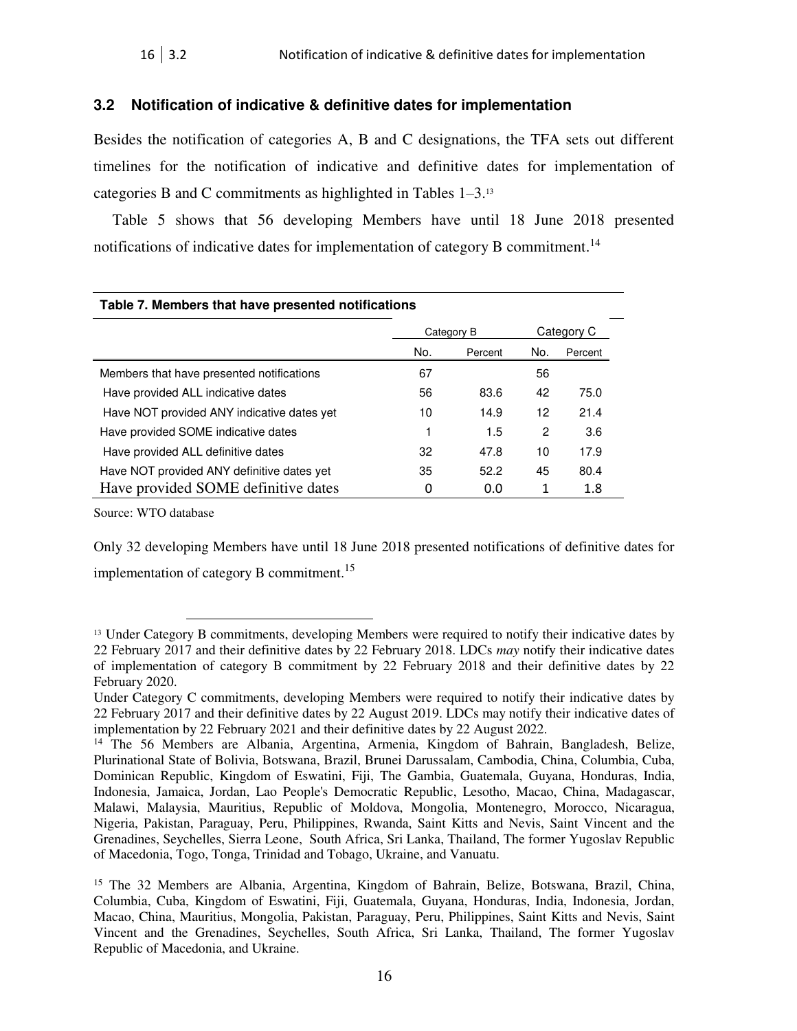## 3.2 Notification of indicative & definitive dates for implementation

Besides the notification of categories A, B and C designations, the TFA sets out different timelines for the notification of indicative and definitive dates for implementation of categories B and C commitments as highlighted in Tables 1–3.[13]

Table 5 shows that 56 developing Members have until 18 June 2018 presented notifications of indicative dates for implementation of category B commitment.[14]

**Table 7. Members that have presented notifications**

| | Category B | | Category C | |
|---|---|---|---|---|
| | No. | Percent | No. | Percent |
| Members that have presented notifications | 67 | | 56 | |
| Have provided ALL indicative dates | 56 | 83.6 | 42 | 75.0 |
| Have NOT provided ANY indicative dates yet | 10 | 14.9 | 12 | 21.4 |
| Have provided SOME indicative dates | 1 | 1.5 | 2 | 3.6 |
| Have provided ALL definitive dates | 32 | 47.8 | 10 | 17.9 |
| Have NOT provided ANY definitive dates yet | 35 | 52.2 | 45 | 80.4 |
| Have provided SOME definitive dates | 0 | 0.0 | 1 | 1.8 |

Source: WTO database

Only 32 developing Members have until 18 June 2018 presented notifications of definitive dates for implementation of category B commitment.[15]

[13] Under Category B commitments, developing Members were required to notify their indicative dates by 22 February 2017 and their definitive dates by 22 February 2018. LDCs *may* notify their indicative dates of implementation of category B commitment by 22 February 2018 and their definitive dates by 22 February 2020.

Under Category C commitments, developing Members were required to notify their indicative dates by 22 February 2017 and their definitive dates by 22 August 2019. LDCs may notify their indicative dates of implementation by 22 February 2021 and their definitive dates by 22 August 2022.

[14] The 56 Members are Albania, Argentina, Armenia, Kingdom of Bahrain, Bangladesh, Belize, Plurinational State of Bolivia, Botswana, Brazil, Brunei Darussalam, Cambodia, China, Columbia, Cuba, Dominican Republic, Kingdom of Eswatini, Fiji, The Gambia, Guatemala, Guyana, Honduras, India, Indonesia, Jamaica, Jordan, Lao People's Democratic Republic, Lesotho, Macao, China, Madagascar, Malawi, Malaysia, Mauritius, Republic of Moldova, Mongolia, Montenegro, Morocco, Nicaragua, Nigeria, Pakistan, Paraguay, Peru, Philippines, Rwanda, Saint Kitts and Nevis, Saint Vincent and the Grenadines, Seychelles, Sierra Leone, South Africa, Sri Lanka, Thailand, The former Yugoslav Republic of Macedonia, Togo, Tonga, Trinidad and Tobago, Ukraine, and Vanuatu.

[15] The 32 Members are Albania, Argentina, Kingdom of Bahrain, Belize, Botswana, Brazil, China, Columbia, Cuba, Kingdom of Eswatini, Fiji, Guatemala, Guyana, Honduras, India, Indonesia, Jordan, Macao, China, Mauritius, Mongolia, Pakistan, Paraguay, Peru, Philippines, Saint Kitts and Nevis, Saint Vincent and the Grenadines, Seychelles, South Africa, Sri Lanka, Thailand, The former Yugoslav Republic of Macedonia, and Ukraine.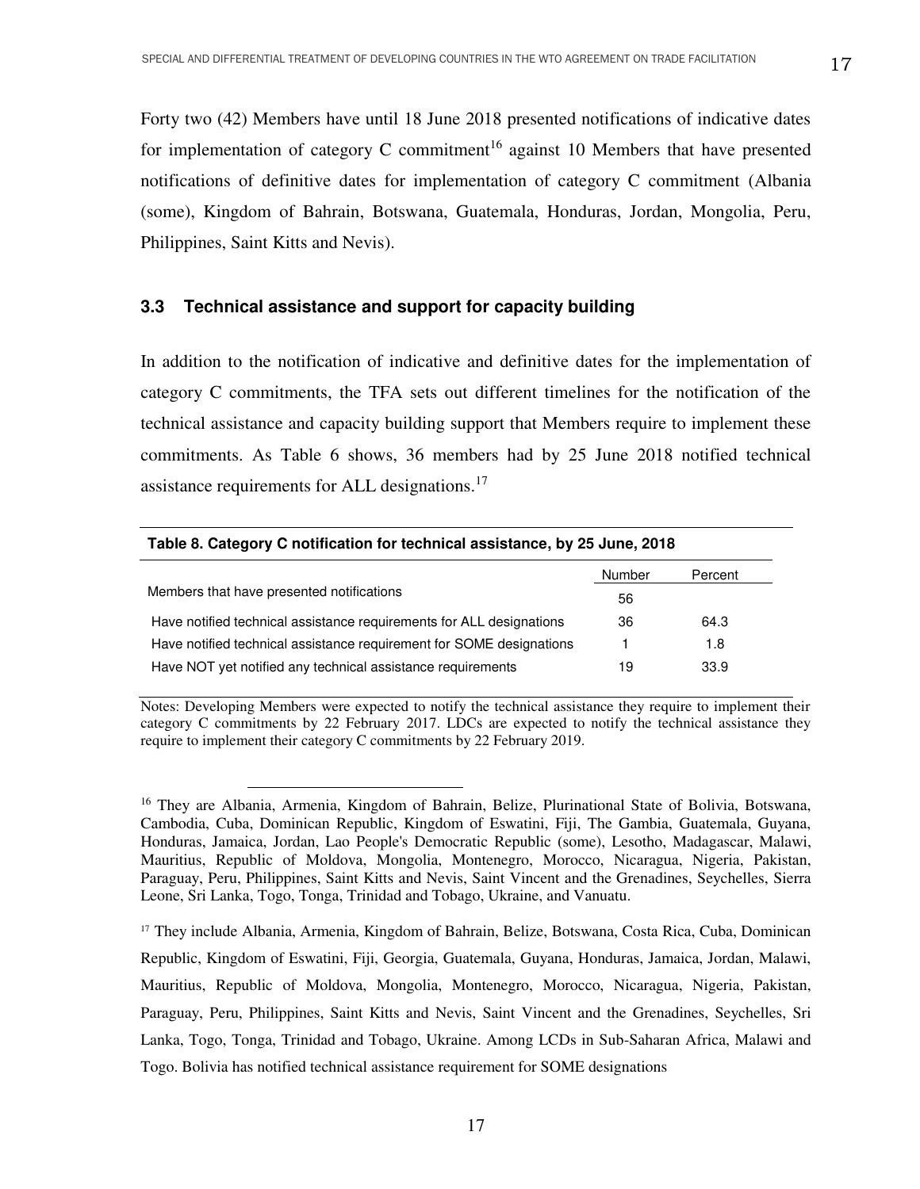Forty two (42) Members have until 18 June 2018 presented notifications of indicative dates for implementation of category C commitment[16] against 10 Members that have presented notifications of definitive dates for implementation of category C commitment (Albania (some), Kingdom of Bahrain, Botswana, Guatemala, Honduras, Jordan, Mongolia, Peru, Philippines, Saint Kitts and Nevis).

### 3.3 Technical assistance and support for capacity building

In addition to the notification of indicative and definitive dates for the implementation of category C commitments, the TFA sets out different timelines for the notification of the technical assistance and capacity building support that Members require to implement these commitments. As Table 6 shows, 36 members had by 25 June 2018 notified technical assistance requirements for ALL designations.[17]

**Table 8. Category C notification for technical assistance, by 25 June, 2018**

| | Number | Percent |
|---|---|---|
| Members that have presented notifications | 56 | |
| Have notified technical assistance requirements for ALL designations | 36 | 64.3 |
| Have notified technical assistance requirement for SOME designations | 1 | 1.8 |
| Have NOT yet notified any technical assistance requirements | 19 | 33.9 |

Notes: Developing Members were expected to notify the technical assistance they require to implement their category C commitments by 22 February 2017. LDCs are expected to notify the technical assistance they require to implement their category C commitments by 22 February 2019.

[16] They are Albania, Armenia, Kingdom of Bahrain, Belize, Plurinational State of Bolivia, Botswana, Cambodia, Cuba, Dominican Republic, Kingdom of Eswatini, Fiji, The Gambia, Guatemala, Guyana, Honduras, Jamaica, Jordan, Lao People's Democratic Republic (some), Lesotho, Madagascar, Malawi, Mauritius, Republic of Moldova, Mongolia, Montenegro, Morocco, Nicaragua, Nigeria, Pakistan, Paraguay, Peru, Philippines, Saint Kitts and Nevis, Saint Vincent and the Grenadines, Seychelles, Sierra Leone, Sri Lanka, Togo, Tonga, Trinidad and Tobago, Ukraine, and Vanuatu.

[17] They include Albania, Armenia, Kingdom of Bahrain, Belize, Botswana, Costa Rica, Cuba, Dominican Republic, Kingdom of Eswatini, Fiji, Georgia, Guatemala, Guyana, Honduras, Jamaica, Jordan, Malawi, Mauritius, Republic of Moldova, Mongolia, Montenegro, Morocco, Nicaragua, Nigeria, Pakistan, Paraguay, Peru, Philippines, Saint Kitts and Nevis, Saint Vincent and the Grenadines, Seychelles, Sri Lanka, Togo, Tonga, Trinidad and Tobago, Ukraine. Among LCDs in Sub-Saharan Africa, Malawi and Togo. Bolivia has notified technical assistance requirement for SOME designations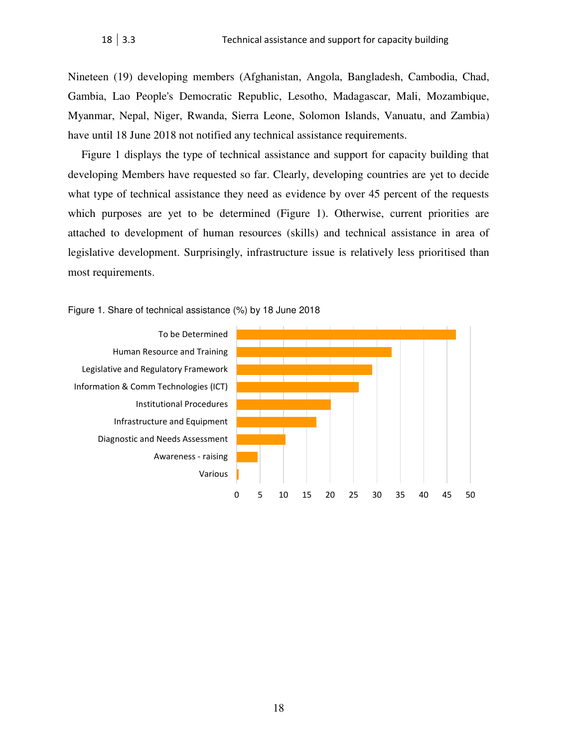Nineteen (19) developing members (Afghanistan, Angola, Bangladesh, Cambodia, Chad, Gambia, Lao People's Democratic Republic, Lesotho, Madagascar, Mali, Mozambique, Myanmar, Nepal, Niger, Rwanda, Sierra Leone, Solomon Islands, Vanuatu, and Zambia) have until 18 June 2018 not notified any technical assistance requirements.

Figure 1 displays the type of technical assistance and support for capacity building that developing Members have requested so far. Clearly, developing countries are yet to decide what type of technical assistance they need as evidence by over 45 percent of the requests which purposes are yet to be determined (Figure 1). Otherwise, current priorities are attached to development of human resources (skills) and technical assistance in area of legislative development. Surprisingly, infrastructure issue is relatively less prioritised than most requirements.

Figure 1. Share of technical assistance (%) by 18 June 2018

| Type of technical assistance | Share (%) (approx.) |
|---|---|
| To be Determined | 47 |
| Human Resource and Training | 33 |
| Legislative and Regulatory Framework | 29 |
| Information & Comm Technologies (ICT) | 26 |
| Institutional Procedures | 20 |
| Infrastructure and Equipment | 17 |
| Diagnostic and Needs Assessment | 10.5 |
| Awareness - raising | 4.5 |
| Various | 0.5 |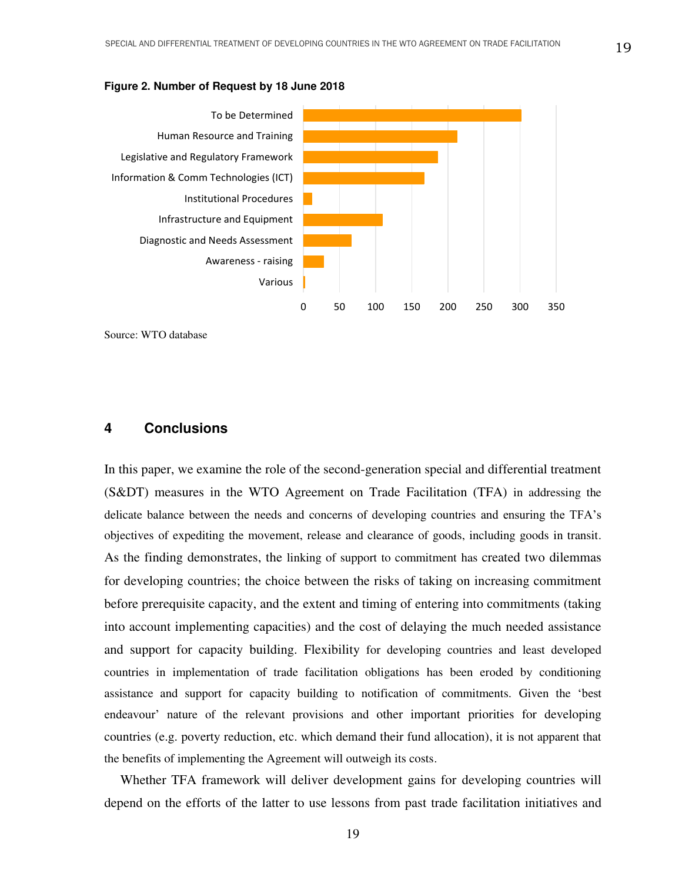**Figure 2. Number of Request by 18 June 2018**

| Category | Approx. number of requests |
|---|---|
| To be Determined | ~300 |
| Human Resource and Training | ~213 |
| Legislative and Regulatory Framework | ~186 |
| Information & Comm Technologies (ICT) | ~167 |
| Institutional Procedures | ~12 |
| Infrastructure and Equipment | ~110 |
| Diagnostic and Needs Assessment | ~67 |
| Awareness - raising | ~28 |
| Various | ~2 |

*Values are approximate readings from the bar chart (x-axis 0–350).*

Source: WTO database

## 4 Conclusions

In this paper, we examine the role of the second-generation special and differential treatment (S&DT) measures in the WTO Agreement on Trade Facilitation (TFA) in addressing the delicate balance between the needs and concerns of developing countries and ensuring the TFA's objectives of expediting the movement, release and clearance of goods, including goods in transit. As the finding demonstrates, the linking of support to commitment has created two dilemmas for developing countries; the choice between the risks of taking on increasing commitment before prerequisite capacity, and the extent and timing of entering into commitments (taking into account implementing capacities) and the cost of delaying the much needed assistance and support for capacity building. Flexibility for developing countries and least developed countries in implementation of trade facilitation obligations has been eroded by conditioning assistance and support for capacity building to notification of commitments. Given the 'best endeavour' nature of the relevant provisions and other important priorities for developing countries (e.g. poverty reduction, etc. which demand their fund allocation), it is not apparent that the benefits of implementing the Agreement will outweigh its costs.

Whether TFA framework will deliver development gains for developing countries will depend on the efforts of the latter to use lessons from past trade facilitation initiatives and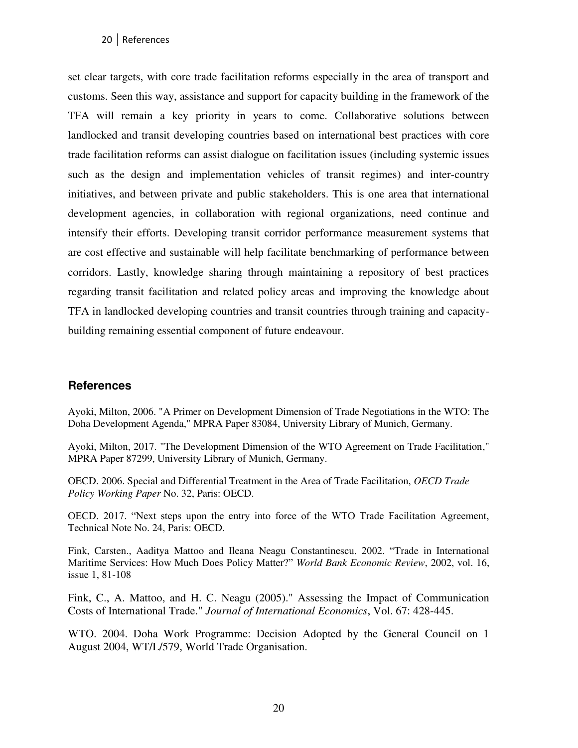set clear targets, with core trade facilitation reforms especially in the area of transport and customs. Seen this way, assistance and support for capacity building in the framework of the TFA will remain a key priority in years to come. Collaborative solutions between landlocked and transit developing countries based on international best practices with core trade facilitation reforms can assist dialogue on facilitation issues (including systemic issues such as the design and implementation vehicles of transit regimes) and inter-country initiatives, and between private and public stakeholders. This is one area that international development agencies, in collaboration with regional organizations, need continue and intensify their efforts. Developing transit corridor performance measurement systems that are cost effective and sustainable will help facilitate benchmarking of performance between corridors. Lastly, knowledge sharing through maintaining a repository of best practices regarding transit facilitation and related policy areas and improving the knowledge about TFA in landlocked developing countries and transit countries through training and capacity-building remaining essential component of future endeavour.

## References

Ayoki, Milton, 2006. "A Primer on Development Dimension of Trade Negotiations in the WTO: The Doha Development Agenda," MPRA Paper 83084, University Library of Munich, Germany.

Ayoki, Milton, 2017. "The Development Dimension of the WTO Agreement on Trade Facilitation," MPRA Paper 87299, University Library of Munich, Germany.

OECD. 2006. Special and Differential Treatment in the Area of Trade Facilitation, *OECD Trade Policy Working Paper* No. 32, Paris: OECD.

OECD. 2017. "Next steps upon the entry into force of the WTO Trade Facilitation Agreement, Technical Note No. 24, Paris: OECD.

Fink, Carsten., Aaditya Mattoo and Ileana Neagu Constantinescu. 2002. "Trade in International Maritime Services: How Much Does Policy Matter?" *World Bank Economic Review*, 2002, vol. 16, issue 1, 81-108

Fink, C., A. Mattoo, and H. C. Neagu (2005)." Assessing the Impact of Communication Costs of International Trade." *Journal of International Economics*, Vol. 67: 428-445.

WTO. 2004. Doha Work Programme: Decision Adopted by the General Council on 1 August 2004, WT/L/579, World Trade Organisation.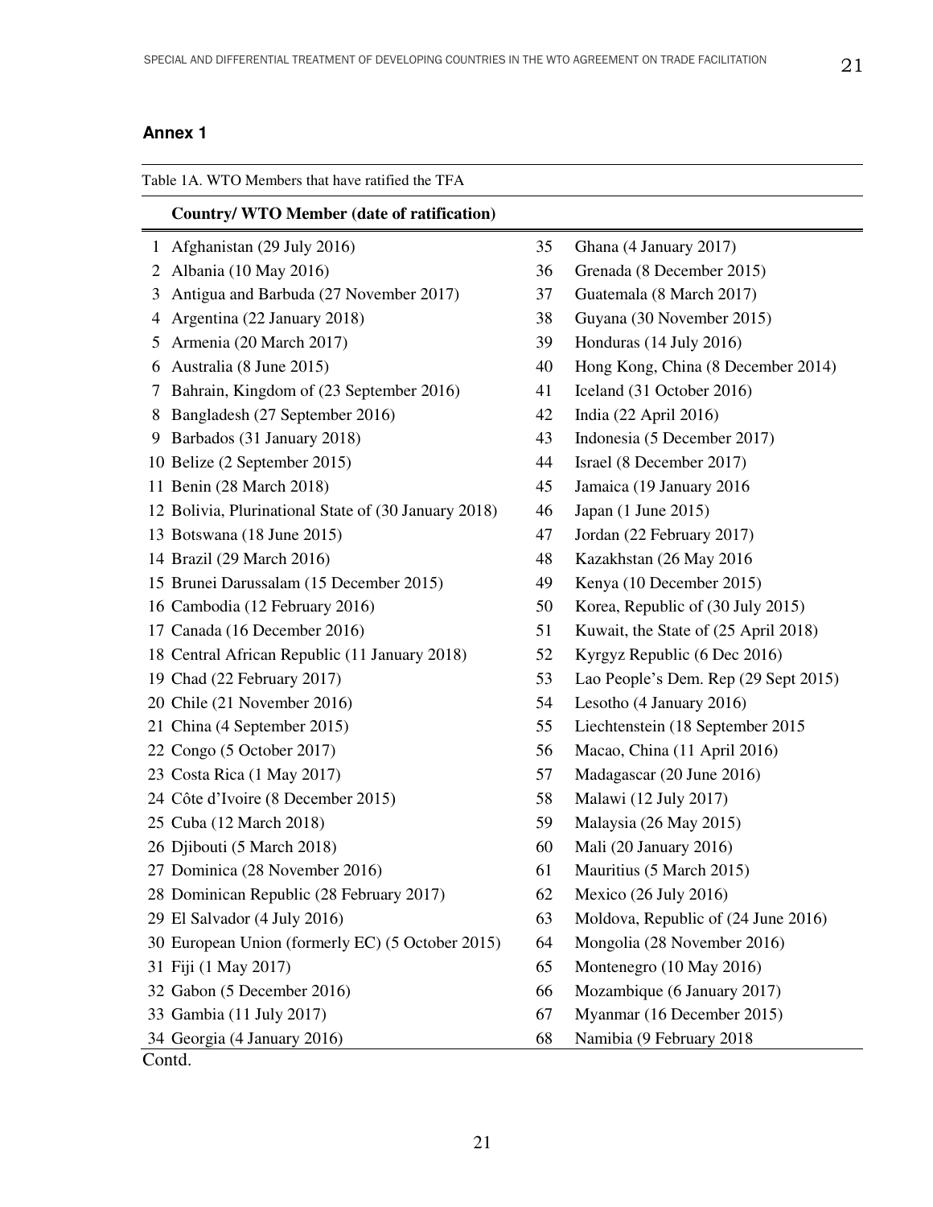## Annex 1

Table 1A. WTO Members that have ratified the TFA

| | Country/ WTO Member (date of ratification) | | |
|---|---|---|---|
| 1 | Afghanistan (29 July 2016) | 35 | Ghana (4 January 2017) |
| 2 | Albania (10 May 2016) | 36 | Grenada (8 December 2015) |
| 3 | Antigua and Barbuda (27 November 2017) | 37 | Guatemala (8 March 2017) |
| 4 | Argentina (22 January 2018) | 38 | Guyana (30 November 2015) |
| 5 | Armenia (20 March 2017) | 39 | Honduras (14 July 2016) |
| 6 | Australia (8 June 2015) | 40 | Hong Kong, China (8 December 2014) |
| 7 | Bahrain, Kingdom of (23 September 2016) | 41 | Iceland (31 October 2016) |
| 8 | Bangladesh (27 September 2016) | 42 | India (22 April 2016) |
| 9 | Barbados (31 January 2018) | 43 | Indonesia (5 December 2017) |
| 10 | Belize (2 September 2015) | 44 | Israel (8 December 2017) |
| 11 | Benin (28 March 2018) | 45 | Jamaica (19 January 2016 |
| 12 | Bolivia, Plurinational State of (30 January 2018) | 46 | Japan (1 June 2015) |
| 13 | Botswana (18 June 2015) | 47 | Jordan (22 February 2017) |
| 14 | Brazil (29 March 2016) | 48 | Kazakhstan (26 May 2016 |
| 15 | Brunei Darussalam (15 December 2015) | 49 | Kenya (10 December 2015) |
| 16 | Cambodia (12 February 2016) | 50 | Korea, Republic of (30 July 2015) |
| 17 | Canada (16 December 2016) | 51 | Kuwait, the State of (25 April 2018) |
| 18 | Central African Republic (11 January 2018) | 52 | Kyrgyz Republic (6 Dec 2016) |
| 19 | Chad (22 February 2017) | 53 | Lao People's Dem. Rep (29 Sept 2015) |
| 20 | Chile (21 November 2016) | 54 | Lesotho (4 January 2016) |
| 21 | China (4 September 2015) | 55 | Liechtenstein (18 September 2015 |
| 22 | Congo (5 October 2017) | 56 | Macao, China (11 April 2016) |
| 23 | Costa Rica (1 May 2017) | 57 | Madagascar (20 June 2016) |
| 24 | Côte d'Ivoire (8 December 2015) | 58 | Malawi (12 July 2017) |
| 25 | Cuba (12 March 2018) | 59 | Malaysia (26 May 2015) |
| 26 | Djibouti (5 March 2018) | 60 | Mali (20 January 2016) |
| 27 | Dominica (28 November 2016) | 61 | Mauritius (5 March 2015) |
| 28 | Dominican Republic (28 February 2017) | 62 | Mexico (26 July 2016) |
| 29 | El Salvador (4 July 2016) | 63 | Moldova, Republic of (24 June 2016) |
| 30 | European Union (formerly EC) (5 October 2015) | 64 | Mongolia (28 November 2016) |
| 31 | Fiji (1 May 2017) | 65 | Montenegro (10 May 2016) |
| 32 | Gabon (5 December 2016) | 66 | Mozambique (6 January 2017) |
| 33 | Gambia (11 July 2017) | 67 | Myanmar (16 December 2015) |
| 34 | Georgia (4 January 2016) | 68 | Namibia (9 February 2018 |

Contd.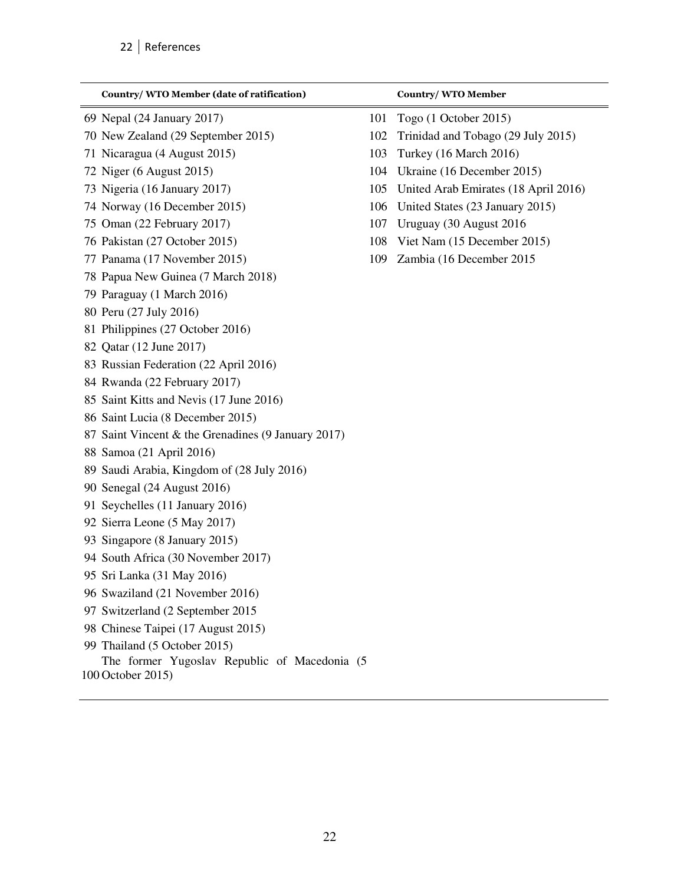| Country/ WTO Member (date of ratification) | Country/ WTO Member |
|---|---|
| 69 Nepal (24 January 2017) | 101 Togo (1 October 2015) |
| 70 New Zealand (29 September 2015) | 102 Trinidad and Tobago (29 July 2015) |
| 71 Nicaragua (4 August 2015) | 103 Turkey (16 March 2016) |
| 72 Niger (6 August 2015) | 104 Ukraine (16 December 2015) |
| 73 Nigeria (16 January 2017) | 105 United Arab Emirates (18 April 2016) |
| 74 Norway (16 December 2015) | 106 United States (23 January 2015) |
| 75 Oman (22 February 2017) | 107 Uruguay (30 August 2016 |
| 76 Pakistan (27 October 2015) | 108 Viet Nam (15 December 2015) |
| 77 Panama (17 November 2015) | 109 Zambia (16 December 2015 |
| 78 Papua New Guinea (7 March 2018) | |
| 79 Paraguay (1 March 2016) | |
| 80 Peru (27 July 2016) | |
| 81 Philippines (27 October 2016) | |
| 82 Qatar (12 June 2017) | |
| 83 Russian Federation (22 April 2016) | |
| 84 Rwanda (22 February 2017) | |
| 85 Saint Kitts and Nevis (17 June 2016) | |
| 86 Saint Lucia (8 December 2015) | |
| 87 Saint Vincent & the Grenadines (9 January 2017) | |
| 88 Samoa (21 April 2016) | |
| 89 Saudi Arabia, Kingdom of (28 July 2016) | |
| 90 Senegal (24 August 2016) | |
| 91 Seychelles (11 January 2016) | |
| 92 Sierra Leone (5 May 2017) | |
| 93 Singapore (8 January 2015) | |
| 94 South Africa (30 November 2017) | |
| 95 Sri Lanka (31 May 2016) | |
| 96 Swaziland (21 November 2016) | |
| 97 Switzerland (2 September 2015 | |
| 98 Chinese Taipei (17 August 2015) | |
| 99 Thailand (5 October 2015) | |
| 100 The former Yugoslav Republic of Macedonia (5 October 2015) | |